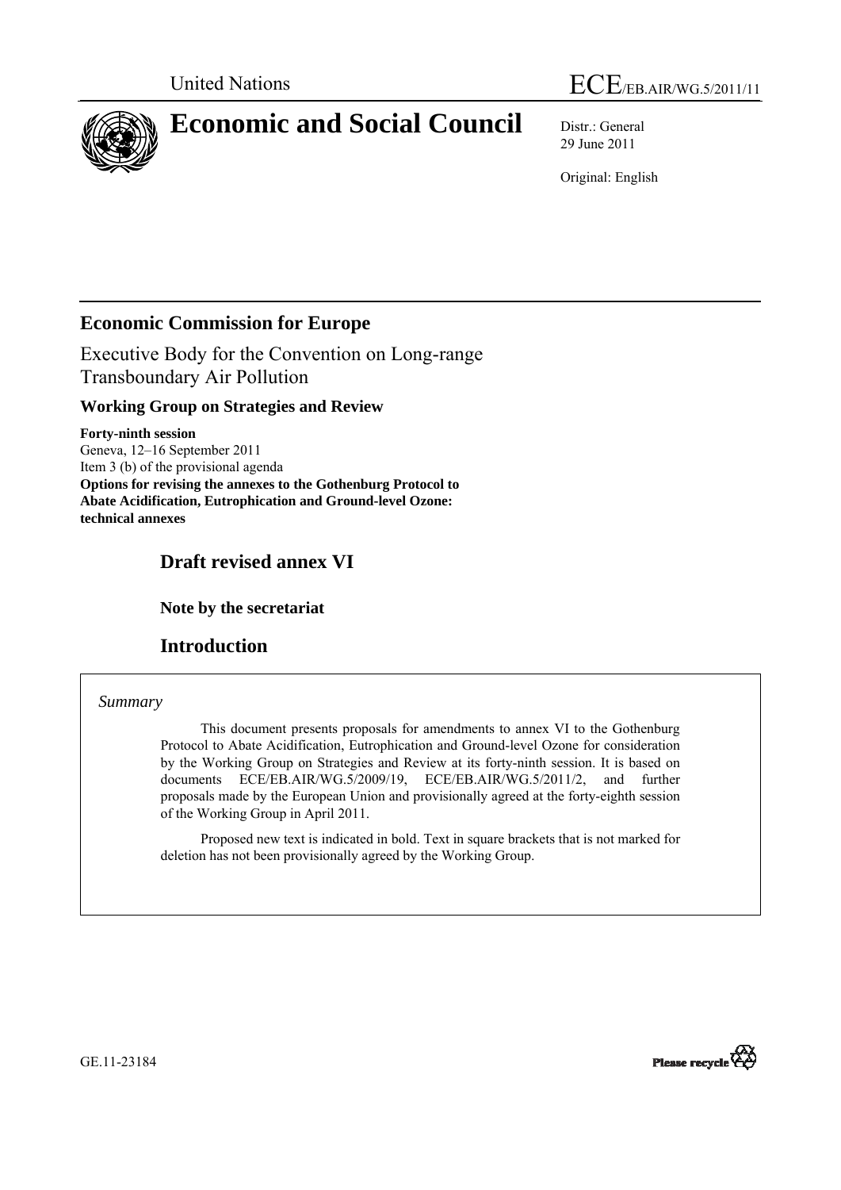United Nations

ECE/EB.AIR/WG.5/2011/11

# Economic and Social Council

Distr.: General
29 June 2011

Original: English

## Economic Commission for Europe

Executive Body for the Convention on Long-range Transboundary Air Pollution

### Working Group on Strategies and Review

**Forty-ninth session**
Geneva, 12–16 September 2011
Item 3 (b) of the provisional agenda
**Options for revising the annexes to the Gothenburg Protocol to Abate Acidification, Eutrophication and Ground-level Ozone: technical annexes**

## Draft revised annex VI

### Note by the secretariat

## Introduction

*Summary*

This document presents proposals for amendments to annex VI to the Gothenburg Protocol to Abate Acidification, Eutrophication and Ground-level Ozone for consideration by the Working Group on Strategies and Review at its forty-ninth session. It is based on documents ECE/EB.AIR/WG.5/2009/19, ECE/EB.AIR/WG.5/2011/2, and further proposals made by the European Union and provisionally agreed at the forty-eighth session of the Working Group in April 2011.

Proposed new text is indicated in bold. Text in square brackets that is not marked for deletion has not been provisionally agreed by the Working Group.

GE.11-23184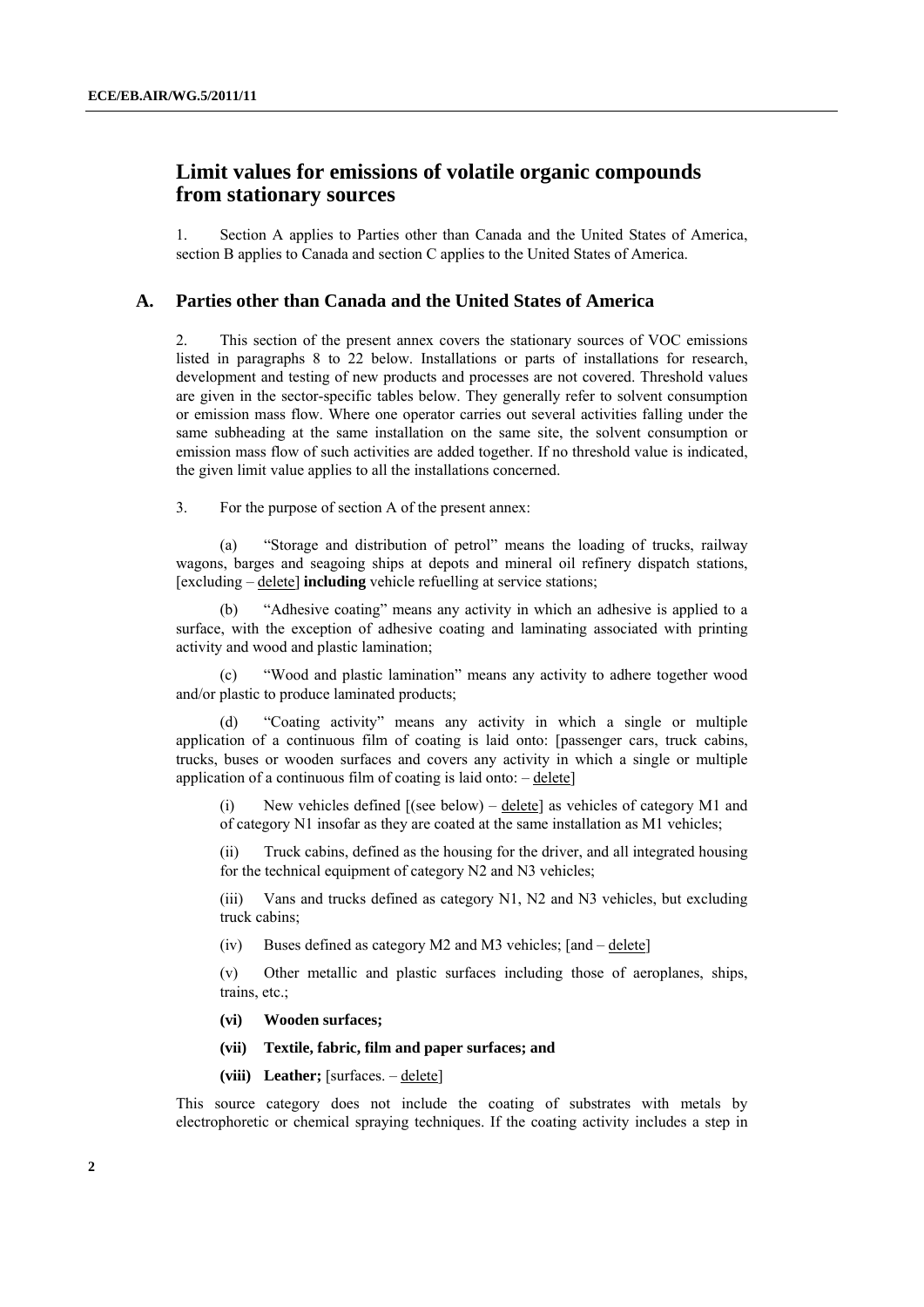# Limit values for emissions of volatile organic compounds from stationary sources

1. Section A applies to Parties other than Canada and the United States of America, section B applies to Canada and section C applies to the United States of America.

## A. Parties other than Canada and the United States of America

2. This section of the present annex covers the stationary sources of VOC emissions listed in paragraphs 8 to 22 below. Installations or parts of installations for research, development and testing of new products and processes are not covered. Threshold values are given in the sector-specific tables below. They generally refer to solvent consumption or emission mass flow. Where one operator carries out several activities falling under the same subheading at the same installation on the same site, the solvent consumption or emission mass flow of such activities are added together. If no threshold value is indicated, the given limit value applies to all the installations concerned.

3. For the purpose of section A of the present annex:

(a) "Storage and distribution of petrol" means the loading of trucks, railway wagons, barges and seagoing ships at depots and mineral oil refinery dispatch stations, [excluding – delete] **including** vehicle refuelling at service stations;

(b) "Adhesive coating" means any activity in which an adhesive is applied to a surface, with the exception of adhesive coating and laminating associated with printing activity and wood and plastic lamination;

(c) "Wood and plastic lamination" means any activity to adhere together wood and/or plastic to produce laminated products;

(d) "Coating activity" means any activity in which a single or multiple application of a continuous film of coating is laid onto: [passenger cars, truck cabins, trucks, buses or wooden surfaces and covers any activity in which a single or multiple application of a continuous film of coating is laid onto: – delete]

(i) New vehicles defined [(see below) – delete] as vehicles of category M1 and of category N1 insofar as they are coated at the same installation as M1 vehicles;

(ii) Truck cabins, defined as the housing for the driver, and all integrated housing for the technical equipment of category N2 and N3 vehicles;

(iii) Vans and trucks defined as category N1, N2 and N3 vehicles, but excluding truck cabins;

(iv) Buses defined as category M2 and M3 vehicles; [and – delete]

(v) Other metallic and plastic surfaces including those of aeroplanes, ships, trains, etc.;

**(vi) Wooden surfaces;**

**(vii) Textile, fabric, film and paper surfaces; and**

**(viii) Leather;** [surfaces. – delete]

This source category does not include the coating of substrates with metals by electrophoretic or chemical spraying techniques. If the coating activity includes a step in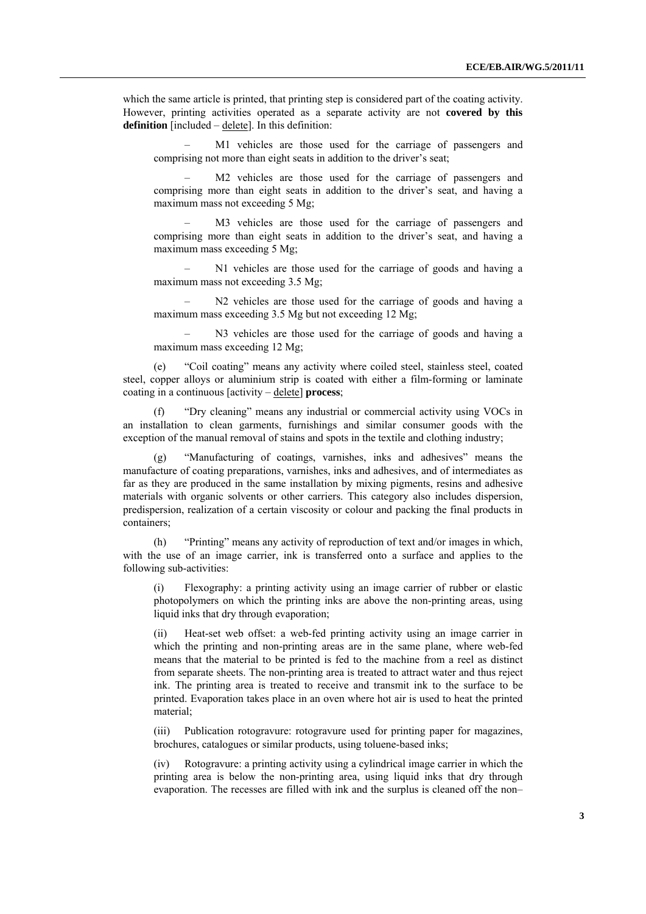which the same article is printed, that printing step is considered part of the coating activity. However, printing activities operated as a separate activity are not **covered by this definition** [included – delete]. In this definition:

– M1 vehicles are those used for the carriage of passengers and comprising not more than eight seats in addition to the driver's seat;

– M2 vehicles are those used for the carriage of passengers and comprising more than eight seats in addition to the driver's seat, and having a maximum mass not exceeding 5 Mg;

– M3 vehicles are those used for the carriage of passengers and comprising more than eight seats in addition to the driver's seat, and having a maximum mass exceeding 5 Mg;

– N1 vehicles are those used for the carriage of goods and having a maximum mass not exceeding 3.5 Mg;

– N2 vehicles are those used for the carriage of goods and having a maximum mass exceeding 3.5 Mg but not exceeding 12 Mg;

– N3 vehicles are those used for the carriage of goods and having a maximum mass exceeding 12 Mg;

(e) "Coil coating" means any activity where coiled steel, stainless steel, coated steel, copper alloys or aluminium strip is coated with either a film-forming or laminate coating in a continuous [activity – delete] **process**;

(f) "Dry cleaning" means any industrial or commercial activity using VOCs in an installation to clean garments, furnishings and similar consumer goods with the exception of the manual removal of stains and spots in the textile and clothing industry;

(g) "Manufacturing of coatings, varnishes, inks and adhesives" means the manufacture of coating preparations, varnishes, inks and adhesives, and of intermediates as far as they are produced in the same installation by mixing pigments, resins and adhesive materials with organic solvents or other carriers. This category also includes dispersion, predispersion, realization of a certain viscosity or colour and packing the final products in containers;

(h) "Printing" means any activity of reproduction of text and/or images in which, with the use of an image carrier, ink is transferred onto a surface and applies to the following sub-activities:

(i) Flexography: a printing activity using an image carrier of rubber or elastic photopolymers on which the printing inks are above the non-printing areas, using liquid inks that dry through evaporation;

(ii) Heat-set web offset: a web-fed printing activity using an image carrier in which the printing and non-printing areas are in the same plane, where web-fed means that the material to be printed is fed to the machine from a reel as distinct from separate sheets. The non-printing area is treated to attract water and thus reject ink. The printing area is treated to receive and transmit ink to the surface to be printed. Evaporation takes place in an oven where hot air is used to heat the printed material;

(iii) Publication rotogravure: rotogravure used for printing paper for magazines, brochures, catalogues or similar products, using toluene-based inks;

(iv) Rotogravure: a printing activity using a cylindrical image carrier in which the printing area is below the non-printing area, using liquid inks that dry through evaporation. The recesses are filled with ink and the surplus is cleaned off the non–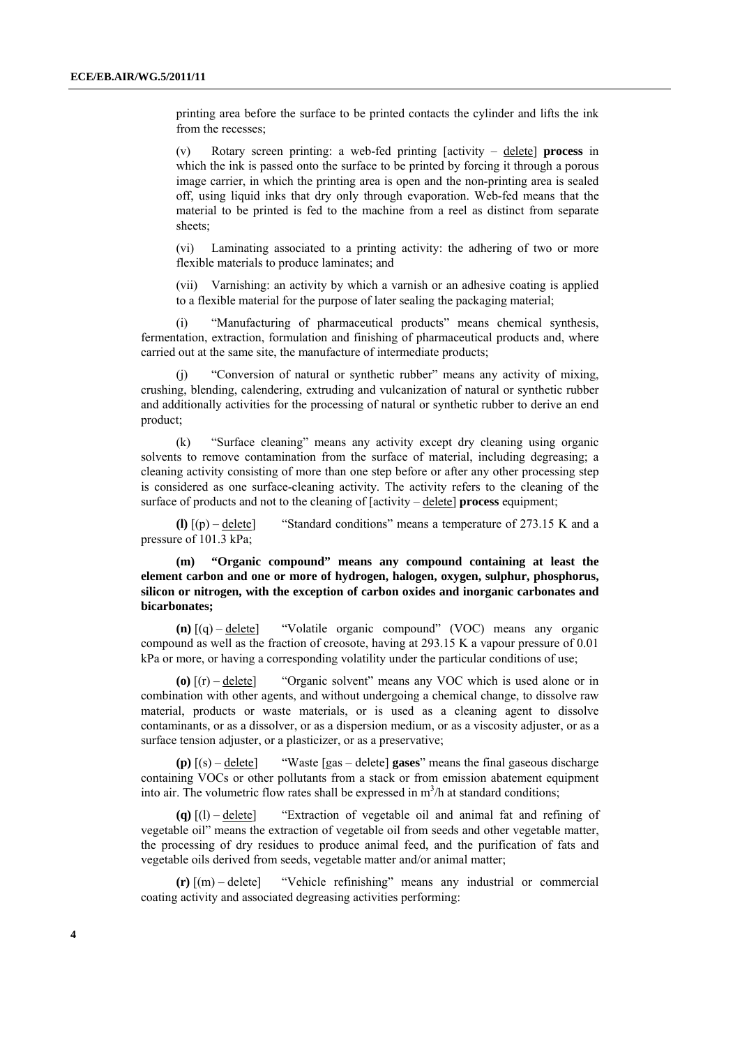printing area before the surface to be printed contacts the cylinder and lifts the ink from the recesses;

(v) Rotary screen printing: a web-fed printing [activity – delete] **process** in which the ink is passed onto the surface to be printed by forcing it through a porous image carrier, in which the printing area is open and the non-printing area is sealed off, using liquid inks that dry only through evaporation. Web-fed means that the material to be printed is fed to the machine from a reel as distinct from separate sheets;

(vi) Laminating associated to a printing activity: the adhering of two or more flexible materials to produce laminates; and

(vii) Varnishing: an activity by which a varnish or an adhesive coating is applied to a flexible material for the purpose of later sealing the packaging material;

(i) "Manufacturing of pharmaceutical products" means chemical synthesis, fermentation, extraction, formulation and finishing of pharmaceutical products and, where carried out at the same site, the manufacture of intermediate products;

(j) "Conversion of natural or synthetic rubber" means any activity of mixing, crushing, blending, calendering, extruding and vulcanization of natural or synthetic rubber and additionally activities for the processing of natural or synthetic rubber to derive an end product;

(k) "Surface cleaning" means any activity except dry cleaning using organic solvents to remove contamination from the surface of material, including degreasing; a cleaning activity consisting of more than one step before or after any other processing step is considered as one surface-cleaning activity. The activity refers to the cleaning of the surface of products and not to the cleaning of [activity – delete] **process** equipment;

**(l)** [(p) – delete] "Standard conditions" means a temperature of 273.15 K and a pressure of 101.3 kPa;

**(m) "Organic compound" means any compound containing at least the element carbon and one or more of hydrogen, halogen, oxygen, sulphur, phosphorus, silicon or nitrogen, with the exception of carbon oxides and inorganic carbonates and bicarbonates;**

**(n)** [(q) – delete] "Volatile organic compound" (VOC) means any organic compound as well as the fraction of creosote, having at 293.15 K a vapour pressure of 0.01 kPa or more, or having a corresponding volatility under the particular conditions of use;

**(o)** [(r) – delete] "Organic solvent" means any VOC which is used alone or in combination with other agents, and without undergoing a chemical change, to dissolve raw material, products or waste materials, or is used as a cleaning agent to dissolve contaminants, or as a dissolver, or as a dispersion medium, or as a viscosity adjuster, or as a surface tension adjuster, or a plasticizer, or as a preservative;

**(p)** [(s) – delete] "Waste [gas – delete] **gases**" means the final gaseous discharge containing VOCs or other pollutants from a stack or from emission abatement equipment into air. The volumetric flow rates shall be expressed in $m^3/h$ at standard conditions;

**(q)** [(l) – delete] "Extraction of vegetable oil and animal fat and refining of vegetable oil" means the extraction of vegetable oil from seeds and other vegetable matter, the processing of dry residues to produce animal feed, and the purification of fats and vegetable oils derived from seeds, vegetable matter and/or animal matter;

**(r)** [(m) – delete] "Vehicle refinishing" means any industrial or commercial coating activity and associated degreasing activities performing: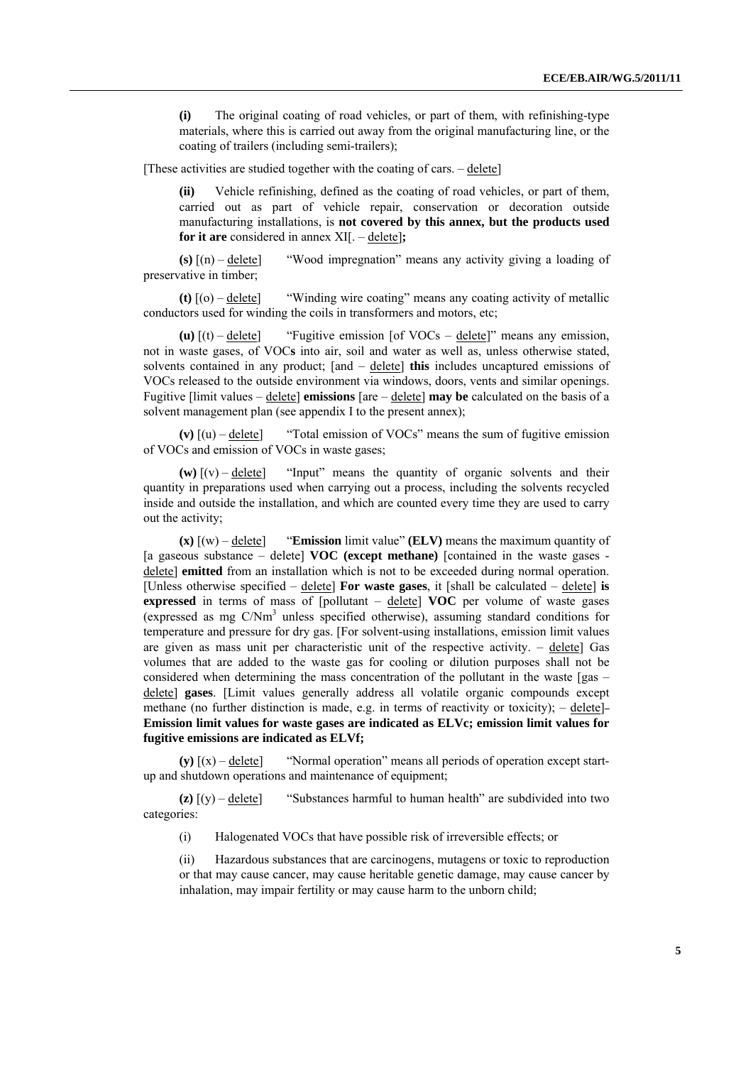**(i)** The original coating of road vehicles, or part of them, with refinishing-type materials, where this is carried out away from the original manufacturing line, or the coating of trailers (including semi-trailers);

[These activities are studied together with the coating of cars. – delete]

**(ii)** Vehicle refinishing, defined as the coating of road vehicles, or part of them, carried out as part of vehicle repair, conservation or decoration outside manufacturing installations, is **not covered by this annex, but the products used for it are** considered in annex XI[. – delete]**;**

**(s)** [(n) – delete] "Wood impregnation" means any activity giving a loading of preservative in timber;

**(t)** [(o) – delete] "Winding wire coating" means any coating activity of metallic conductors used for winding the coils in transformers and motors, etc;

**(u)** [(t) – delete] "Fugitive emission [of VOCs – delete]" means any emission, not in waste gases, of VOC**s** into air, soil and water as well as, unless otherwise stated, solvents contained in any product; [and – delete] **this** includes uncaptured emissions of VOCs released to the outside environment via windows, doors, vents and similar openings. Fugitive [limit values – delete] **emissions** [are – delete] **may be** calculated on the basis of a solvent management plan (see appendix I to the present annex);

**(v)** [(u) – delete] "Total emission of VOCs" means the sum of fugitive emission of VOCs and emission of VOCs in waste gases;

**(w)** [(v) – delete] "Input" means the quantity of organic solvents and their quantity in preparations used when carrying out a process, including the solvents recycled inside and outside the installation, and which are counted every time they are used to carry out the activity;

**(x)** [(w) – delete] "**Emission** limit value" **(ELV)** means the maximum quantity of [a gaseous substance – delete] **VOC (except methane)** [contained in the waste gases - delete] **emitted** from an installation which is not to be exceeded during normal operation. [Unless otherwise specified – delete] **For waste gases**, it [shall be calculated – delete] **is expressed** in terms of mass of [pollutant – delete] **VOC** per volume of waste gases (expressed as mg C/Nm$^3$ unless specified otherwise), assuming standard conditions for temperature and pressure for dry gas. [For solvent-using installations, emission limit values are given as mass unit per characteristic unit of the respective activity. – delete] Gas volumes that are added to the waste gas for cooling or dilution purposes shall not be considered when determining the mass concentration of the pollutant in the waste [gas – delete] **gases**. [Limit values generally address all volatile organic compounds except methane (no further distinction is made, e.g. in terms of reactivity or toxicity); – delete] **Emission limit values for waste gases are indicated as ELVc; emission limit values for fugitive emissions are indicated as ELVf;**

**(y)** [(x) – delete] "Normal operation" means all periods of operation except start-up and shutdown operations and maintenance of equipment;

**(z)** [(y) – delete] "Substances harmful to human health" are subdivided into two categories:

(i) Halogenated VOCs that have possible risk of irreversible effects; or

(ii) Hazardous substances that are carcinogens, mutagens or toxic to reproduction or that may cause cancer, may cause heritable genetic damage, may cause cancer by inhalation, may impair fertility or may cause harm to the unborn child;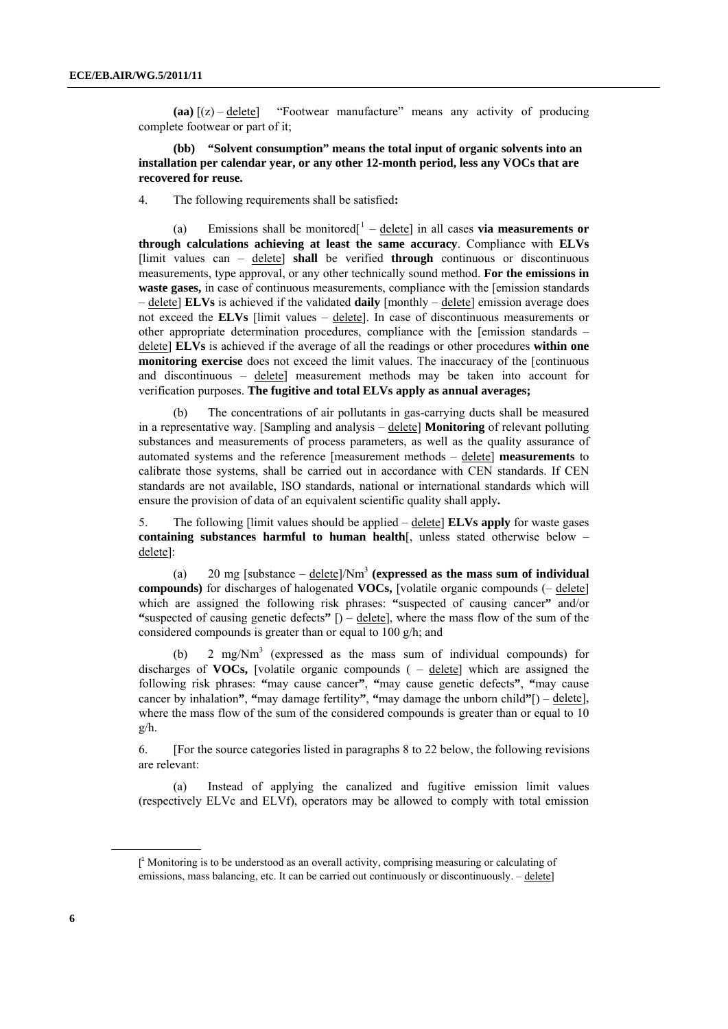**(aa)** [(z) – delete] "Footwear manufacture" means any activity of producing complete footwear or part of it;

**(bb) "Solvent consumption" means the total input of organic solvents into an installation per calendar year, or any other 12-month period, less any VOCs that are recovered for reuse.**

4. The following requirements shall be satisfied**:**

(a) Emissions shall be monitored[[1] – delete] in all cases **via measurements or through calculations achieving at least the same accuracy**. Compliance with **ELVs** [limit values can – delete] **shall** be verified **through** continuous or discontinuous measurements, type approval, or any other technically sound method. **For the emissions in waste gases,** in case of continuous measurements, compliance with the [emission standards – delete] **ELVs** is achieved if the validated **daily** [monthly – delete] emission average does not exceed the **ELVs** [limit values – delete]. In case of discontinuous measurements or other appropriate determination procedures, compliance with the [emission standards – delete] **ELVs** is achieved if the average of all the readings or other procedures **within one monitoring exercise** does not exceed the limit values. The inaccuracy of the [continuous and discontinuous – delete] measurement methods may be taken into account for verification purposes. **The fugitive and total ELVs apply as annual averages;**

(b) The concentrations of air pollutants in gas-carrying ducts shall be measured in a representative way. [Sampling and analysis – delete] **Monitoring** of relevant polluting substances and measurements of process parameters, as well as the quality assurance of automated systems and the reference [measurement methods – delete] **measurements** to calibrate those systems, shall be carried out in accordance with CEN standards. If CEN standards are not available, ISO standards, national or international standards which will ensure the provision of data of an equivalent scientific quality shall apply**.**

5. The following [limit values should be applied – delete] **ELVs apply** for waste gases **containing substances harmful to human health**[, unless stated otherwise below – delete]:

(a) 20 mg [substance – delete]/Nm$^3$ **(expressed as the mass sum of individual compounds)** for discharges of halogenated **VOCs,** [volatile organic compounds (– delete] which are assigned the following risk phrases: **"**suspected of causing cancer**"** and/or **"**suspected of causing genetic defects**"** [) – delete], where the mass flow of the sum of the considered compounds is greater than or equal to 100 g/h; and

(b) 2 mg/Nm$^3$ (expressed as the mass sum of individual compounds) for discharges of **VOCs,** [volatile organic compounds ( – delete] which are assigned the following risk phrases: **"**may cause cancer**"**, **"**may cause genetic defects**"**, **"**may cause cancer by inhalation**"**, **"**may damage fertility**"**, **"**may damage the unborn child**"**[) – delete], where the mass flow of the sum of the considered compounds is greater than or equal to 10 g/h.

6. [For the source categories listed in paragraphs 8 to 22 below, the following revisions are relevant:

(a) Instead of applying the canalized and fugitive emission limit values (respectively ELVc and ELVf), operators may be allowed to comply with total emission

[[1] Monitoring is to be understood as an overall activity, comprising measuring or calculating of emissions, mass balancing, etc. It can be carried out continuously or discontinuously. – delete]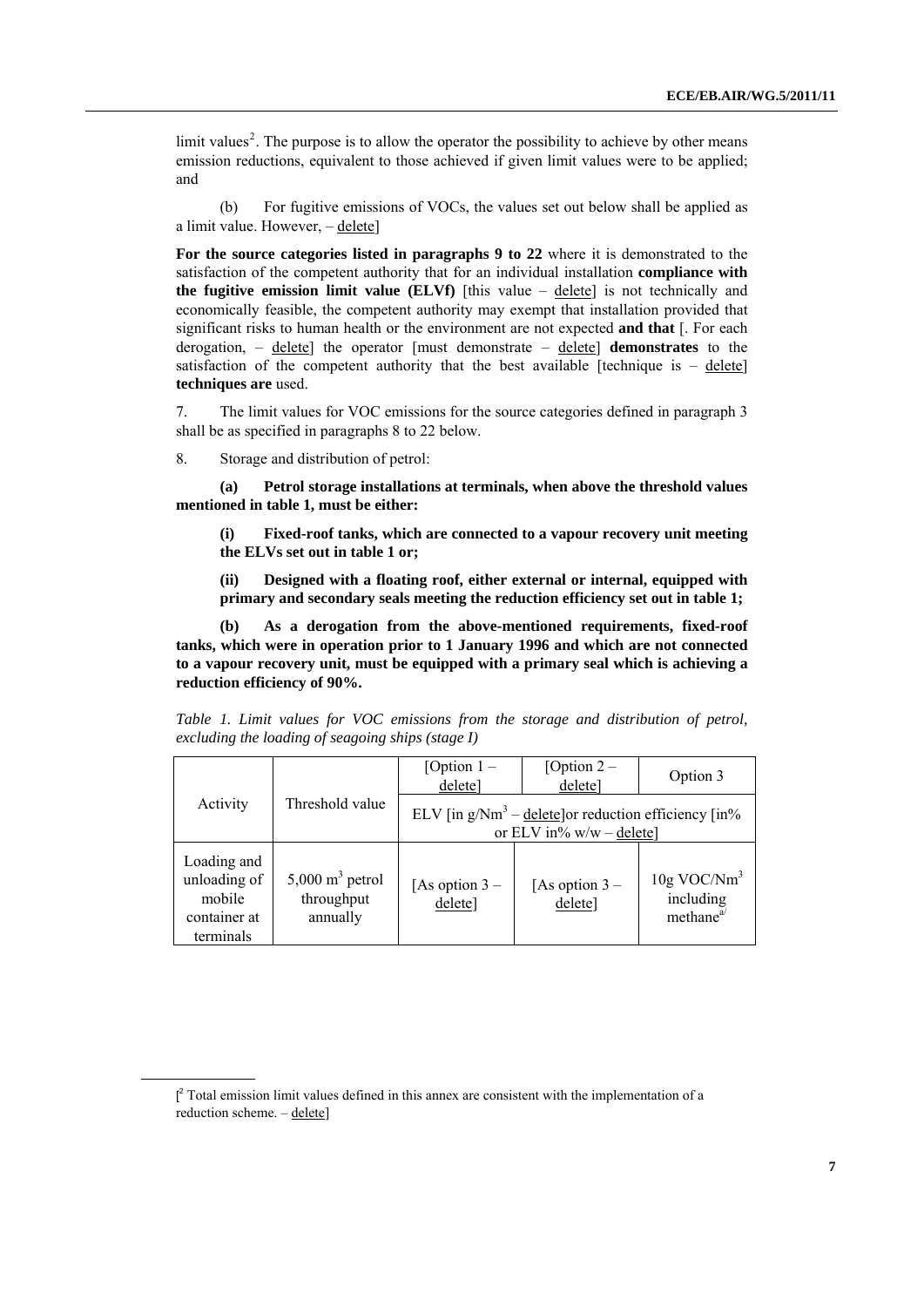limit values[2]. The purpose is to allow the operator the possibility to achieve by other means emission reductions, equivalent to those achieved if given limit values were to be applied; and

(b) For fugitive emissions of VOCs, the values set out below shall be applied as a limit value. However, – delete]

**For the source categories listed in paragraphs 9 to 22** where it is demonstrated to the satisfaction of the competent authority that for an individual installation **compliance with the fugitive emission limit value (ELVf)** [this value – delete] is not technically and economically feasible, the competent authority may exempt that installation provided that significant risks to human health or the environment are not expected **and that** [. For each derogation, – delete] the operator [must demonstrate – delete] **demonstrates** to the satisfaction of the competent authority that the best available [technique is – delete] **techniques are** used.

7. The limit values for VOC emissions for the source categories defined in paragraph 3 shall be as specified in paragraphs 8 to 22 below.

8. Storage and distribution of petrol:

**(a) Petrol storage installations at terminals, when above the threshold values mentioned in table 1, must be either:**

**(i) Fixed-roof tanks, which are connected to a vapour recovery unit meeting the ELVs set out in table 1 or;**

**(ii) Designed with a floating roof, either external or internal, equipped with primary and secondary seals meeting the reduction efficiency set out in table 1;**

**(b) As a derogation from the above-mentioned requirements, fixed-roof tanks, which were in operation prior to 1 January 1996 and which are not connected to a vapour recovery unit, must be equipped with a primary seal which is achieving a reduction efficiency of 90%.**

*Table 1. Limit values for VOC emissions from the storage and distribution of petrol, excluding the loading of seagoing ships (stage I)*

| Activity | Threshold value | [Option 1 – delete] | [Option 2 – delete] | Option 3 |
|---|---|---|---|---|
| | | ELV [in g/Nm$^3$ – delete]or reduction efficiency [in% or ELV in% w/w – delete] | | |
| Loading and unloading of mobile container at terminals | 5,000 m$^3$ petrol throughput annually | [As option 3 – delete] | [As option 3 – delete] | 10g VOC/Nm$^3$ including methane[a/] |

[[2] Total emission limit values defined in this annex are consistent with the implementation of a reduction scheme. – delete]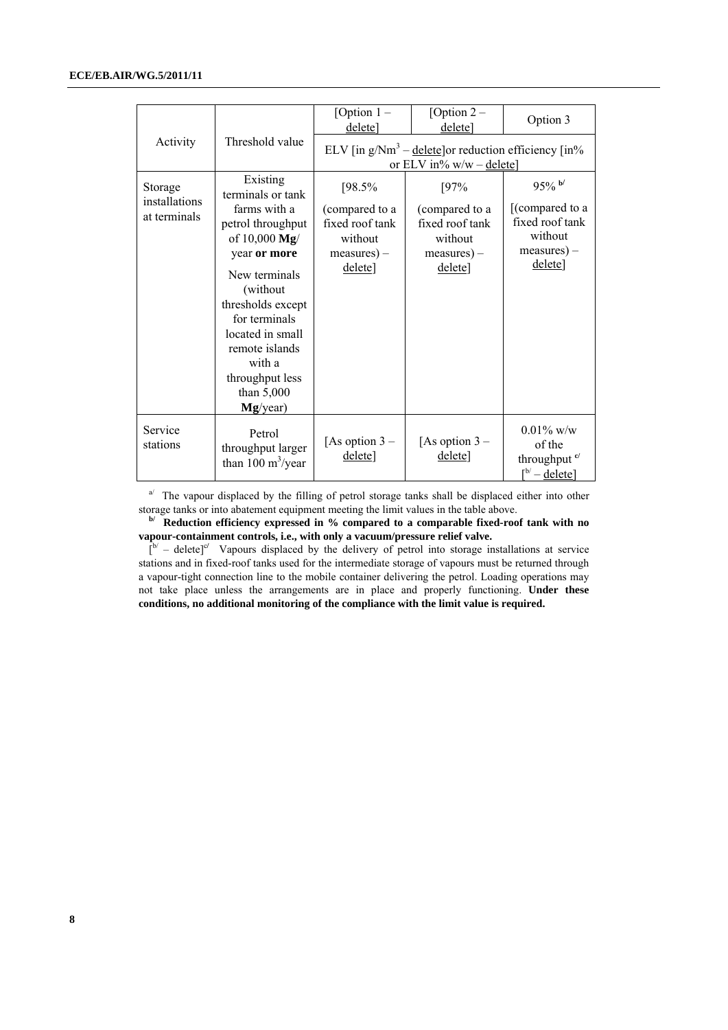| Activity | Threshold value | [Option 1 – delete] | [Option 2 – delete] | Option 3 |
|---|---|---|---|---|
| | | ELV [in g/Nm$^3$ – delete]or reduction efficiency [in% or ELV in% w/w – delete] | | |
| Storage installations at terminals | Existing terminals or tank farms with a petrol throughput of 10,000 **Mg**/ year **or more**<br><br>New terminals (without thresholds except for terminals located in small remote islands with a throughput less than 5,000 **Mg**/year) | [98.5% (compared to a fixed roof tank without measures) – delete] | [97% (compared to a fixed roof tank without measures) – delete] | 95% [b/] [(compared to a fixed roof tank without measures) – delete] |
| Service stations | Petrol throughput larger than 100 m$^3$/year | [As option 3 – delete] | [As option 3 – delete] | 0.01% w/w of the throughput [c/] [[b/] – delete] |

[a/] The vapour displaced by the filling of petrol storage tanks shall be displaced either into other storage tanks or into abatement equipment meeting the limit values in the table above.

[b/] **Reduction efficiency expressed in % compared to a comparable fixed-roof tank with no vapour-containment controls, i.e., with only a vacuum/pressure relief valve.**

[[b/] – delete][c/] Vapours displaced by the delivery of petrol into storage installations at service stations and in fixed-roof tanks used for the intermediate storage of vapours must be returned through a vapour-tight connection line to the mobile container delivering the petrol. Loading operations may not take place unless the arrangements are in place and properly functioning. **Under these conditions, no additional monitoring of the compliance with the limit value is required.**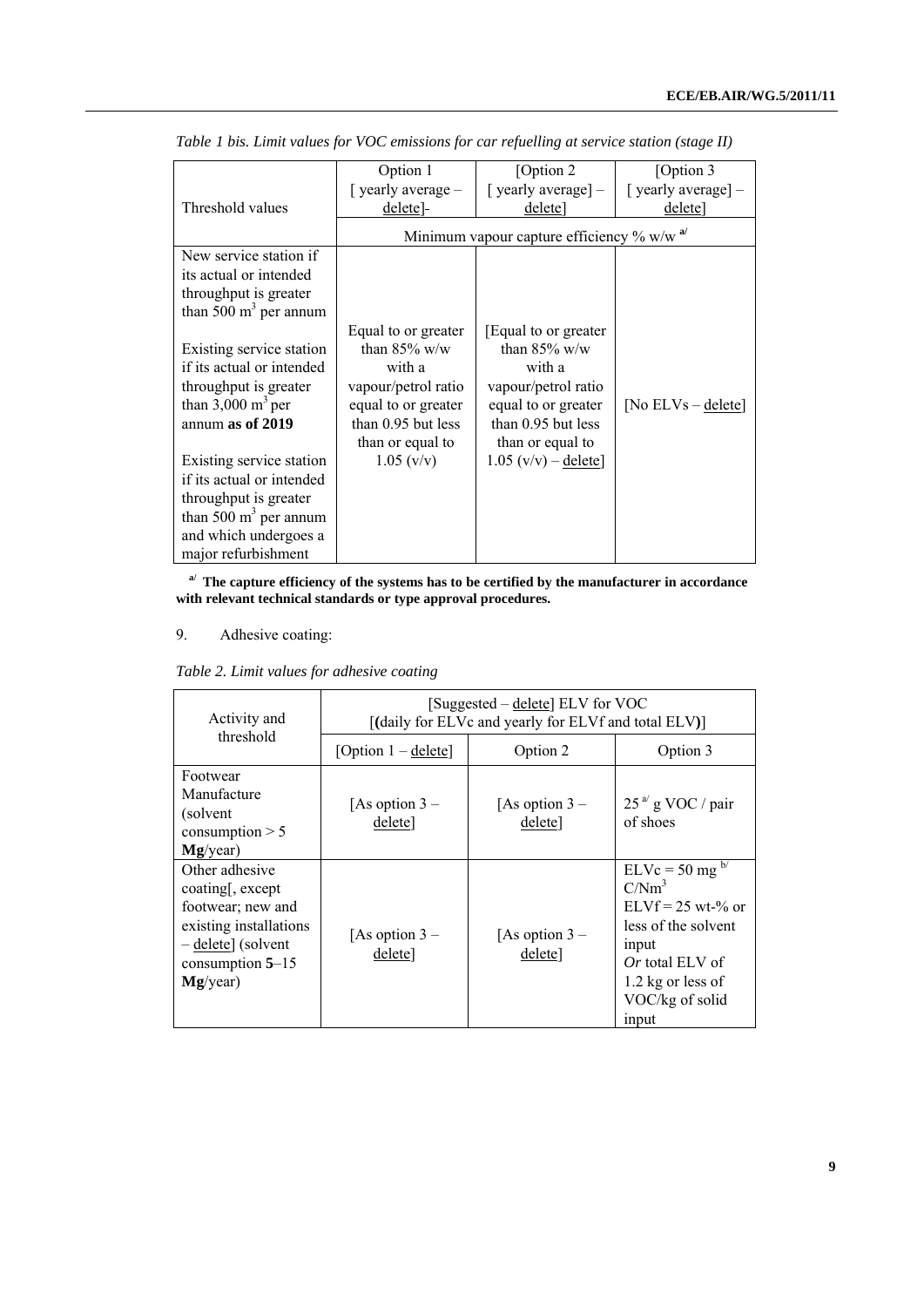*Table 1 bis. Limit values for VOC emissions for car refuelling at service station (stage II)*

| Threshold values | Option 1 [ yearly average – delete]- | [Option 2 [ yearly average] – delete] | [Option 3 [ yearly average] – delete] |
|---|---|---|---|
| | Minimum vapour capture efficiency % w/w [a/] | | |
| New service station if its actual or intended throughput is greater than 500 $m^3$ per annum<br><br>Existing service station if its actual or intended throughput is greater than 3,000 $m^3$ per annum **as of 2019**<br><br>Existing service station if its actual or intended throughput is greater than 500 $m^3$ per annum and which undergoes a major refurbishment | Equal to or greater than 85% w/w with a vapour/petrol ratio equal to or greater than 0.95 but less than or equal to 1.05 (v/v) | [Equal to or greater than 85% w/w with a vapour/petrol ratio equal to or greater than 0.95 but less than or equal to 1.05 (v/v) – delete] | [No ELVs – delete] |

[a/] **The capture efficiency of the systems has to be certified by the manufacturer in accordance with relevant technical standards or type approval procedures.**

9. Adhesive coating:

*Table 2. Limit values for adhesive coating*

| Activity and threshold | [Suggested – delete] ELV for VOC [**(**daily for ELVc and yearly for ELVf and total ELV**)**] | | |
|---|---|---|---|
| | [Option 1 – delete] | Option 2 | Option 3 |
| Footwear Manufacture (solvent consumption > 5 **Mg**/year) | [As option 3 – delete] | [As option 3 – delete] | 25 [a/] g VOC / pair of shoes |
| Other adhesive coating[, except footwear; new and existing installations – delete] (solvent consumption **5**–15 **Mg**/year) | [As option 3 – delete] | [As option 3 – delete] | ELVc = 50 mg [b/] C/$Nm^3$<br>ELVf = 25 wt-% or less of the solvent input<br>*Or* total ELV of 1.2 kg or less of VOC/kg of solid input |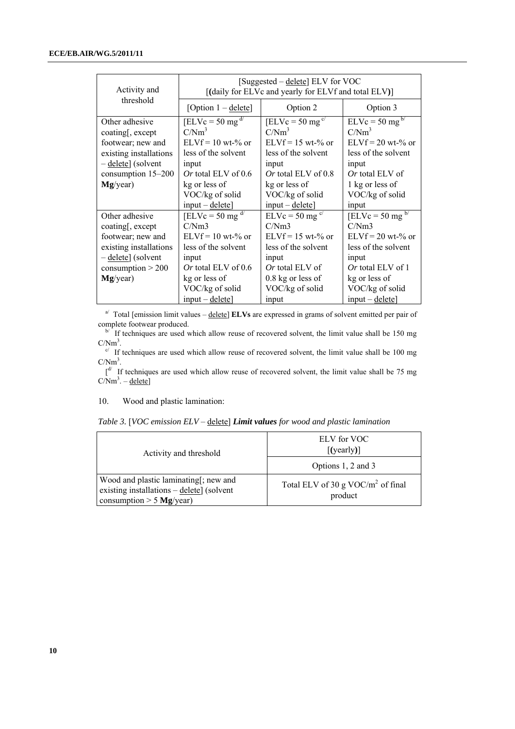| Activity and threshold | [Suggested – delete] ELV for VOC [(daily for ELVc and yearly for ELVf and total ELV)] | | |
|---|---|---|---|
| | [Option 1 – delete] | Option 2 | Option 3 |
| Other adhesive coating[, except footwear; new and existing installations – delete] (solvent consumption 15–200 **Mg**/year) | [ELVc = 50 mg [d/] C/Nm$^3$ ELVf = 10 wt-% or less of the solvent input *Or* total ELV of 0.6 kg or less of VOC/kg of solid input – delete] | [ELVc = 50 mg [c/] C/Nm$^3$ ELVf = 15 wt-% or less of the solvent input *Or* total ELV of 0.8 kg or less of VOC/kg of solid input – delete] | ELVc = 50 mg [b/] C/Nm$^3$ ELVf = 20 wt-% or less of the solvent input *Or* total ELV of 1 kg or less of VOC/kg of solid input |
| Other adhesive coating[, except footwear; new and existing installations – delete] (solvent consumption > 200 **Mg**/year) | [ELVc = 50 mg [d/] C/Nm3 ELVf = 10 wt-% or less of the solvent input *Or* total ELV of 0.6 kg or less of VOC/kg of solid input – delete] | ELVc = 50 mg [c/] C/Nm3 ELVf = 15 wt-% or less of the solvent input *Or* total ELV of 0.8 kg or less of VOC/kg of solid input | [ELVc = 50 mg [b/] C/Nm3 ELVf = 20 wt-% or less of the solvent input *Or* total ELV of 1 kg or less of VOC/kg of solid input – delete] |

[a/] Total [emission limit values – delete] **ELVs** are expressed in grams of solvent emitted per pair of complete footwear produced.

[b/] If techniques are used which allow reuse of recovered solvent, the limit value shall be 150 mg C/Nm$^3$.

[c/] If techniques are used which allow reuse of recovered solvent, the limit value shall be 100 mg C/Nm$^3$.

[[d/] If techniques are used which allow reuse of recovered solvent, the limit value shall be 75 mg C/Nm$^3$. – delete]

10. Wood and plastic lamination:

*Table 3.* [*VOC emission ELV* – delete] ***Limit values*** *for wood and plastic lamination*

| Activity and threshold | ELV for VOC [(yearly)] |
|---|---|
| | Options 1, 2 and 3 |
| Wood and plastic laminating[; new and existing installations – delete] (solvent consumption > 5 **Mg**/year) | Total ELV of 30 g VOC/m$^2$ of final product |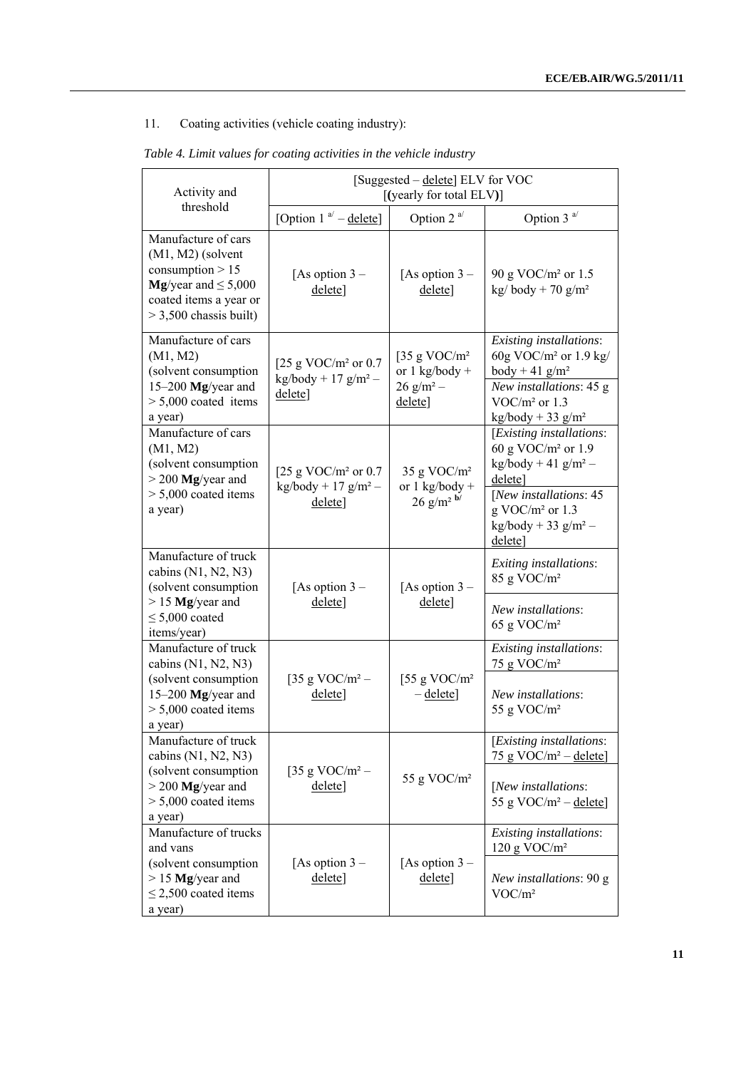11. Coating activities (vehicle coating industry):

*Table 4. Limit values for coating activities in the vehicle industry*

| Activity and threshold | [Suggested – delete] ELV for VOC [(yearly for total ELV)] | | |
|---|---|---|---|
| | [Option 1 [a/] – delete] | Option 2 [a/] | Option 3 [a/] |
| Manufacture of cars (M1, M2) (solvent consumption > 15 **Mg**/year and ≤ 5,000 coated items a year or > 3,500 chassis built) | [As option 3 – delete] | [As option 3 – delete] | 90 g VOC/m² or 1.5 kg/ body + 70 g/m² |
| Manufacture of cars (M1, M2) (solvent consumption 15–200 **Mg**/year and > 5,000 coated items a year) | [25 g VOC/m² or 0.7 kg/body + 17 g/m² – delete] | [35 g VOC/m² or 1 kg/body + 26 g/m² – delete] | *Existing installations*: 60g VOC/m² or 1.9 kg/ body + 41 g/m² <br> *New installations*: 45 g VOC/m² or 1.3 kg/body + 33 g/m² |
| Manufacture of cars (M1, M2) (solvent consumption > 200 **Mg**/year and > 5,000 coated items a year) | [25 g VOC/m² or 0.7 kg/body + 17 g/m² – delete] | 35 g VOC/m² or 1 kg/body + 26 g/m² [b/] | [*Existing installations*: 60 g VOC/m² or 1.9 kg/body + 41 g/m² – delete] <br> [*New installations*: 45 g VOC/m² or 1.3 kg/body + 33 g/m² – delete] |
| Manufacture of truck cabins (N1, N2, N3) (solvent consumption > 15 **Mg**/year and ≤ 5,000 coated items/year) | [As option 3 – delete] | [As option 3 – delete] | *Exiting installations*: 85 g VOC/m² <br> *New installations*: 65 g VOC/m² |
| Manufacture of truck cabins (N1, N2, N3) (solvent consumption 15–200 **Mg**/year and > 5,000 coated items a year) | [35 g VOC/m² – delete] | [55 g VOC/m² – delete] | *Existing installations*: 75 g VOC/m² <br> *New installations*: 55 g VOC/m² |
| Manufacture of truck cabins (N1, N2, N3) (solvent consumption > 200 **Mg**/year and > 5,000 coated items a year) | [35 g VOC/m² – delete] | 55 g VOC/m² | [*Existing installations*: 75 g VOC/m² – delete] <br> [*New installations*: 55 g VOC/m² – delete] |
| Manufacture of trucks and vans (solvent consumption > 15 **Mg**/year and ≤ 2,500 coated items a year) | [As option 3 – delete] | [As option 3 – delete] | *Existing installations*: 120 g VOC/m² <br> *New installations*: 90 g VOC/m² |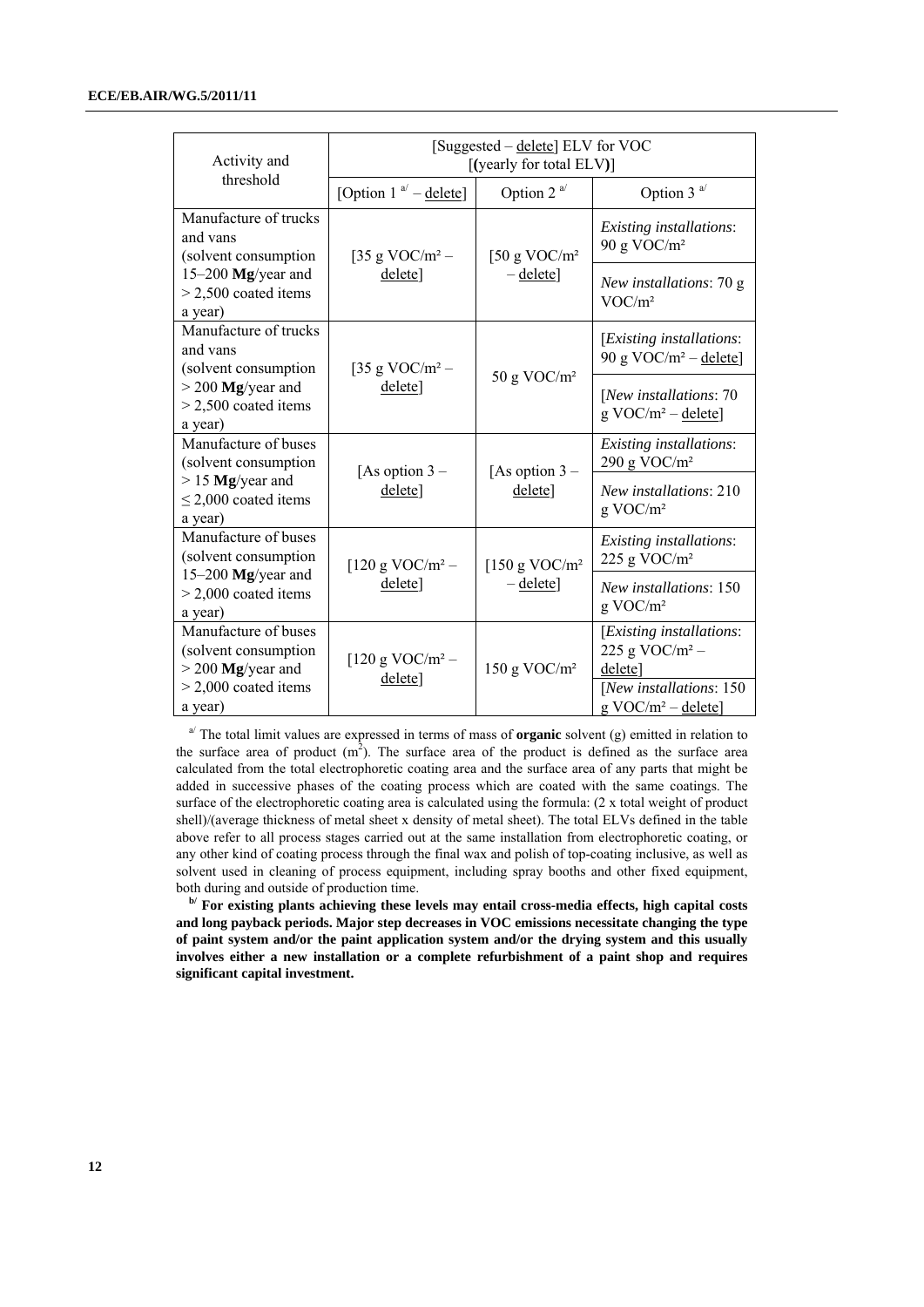| Activity and threshold | [Suggested – delete] ELV for VOC [(yearly for total ELV)] | | |
|---|---|---|---|
| | [Option 1 [a/] – delete] | Option 2 [a/] | Option 3 [a/] |
| Manufacture of trucks and vans (solvent consumption 15–200 **Mg**/year and > 2,500 coated items a year) | [35 g VOC/m² – delete] | [50 g VOC/m² – delete] | *Existing installations*: 90 g VOC/m² |
| | | | *New installations*: 70 g VOC/m² |
| Manufacture of trucks and vans (solvent consumption > 200 **Mg**/year and > 2,500 coated items a year) | [35 g VOC/m² – delete] | 50 g VOC/m² | [*Existing installations*: 90 g VOC/m² – delete] |
| | | | [*New installations*: 70 g VOC/m² – delete] |
| Manufacture of buses (solvent consumption > 15 **Mg**/year and ≤ 2,000 coated items a year) | [As option 3 – delete] | [As option 3 – delete] | *Existing installations*: 290 g VOC/m² |
| | | | *New installations*: 210 g VOC/m² |
| Manufacture of buses (solvent consumption 15–200 **Mg**/year and > 2,000 coated items a year) | [120 g VOC/m² – delete] | [150 g VOC/m² – delete] | *Existing installations*: 225 g VOC/m² |
| | | | *New installations*: 150 g VOC/m² |
| Manufacture of buses (solvent consumption > 200 **Mg**/year and > 2,000 coated items a year) | [120 g VOC/m² – delete] | 150 g VOC/m² | [*Existing installations*: 225 g VOC/m² – delete] |
| | | | [*New installations*: 150 g VOC/m² – delete] |

[a/] The total limit values are expressed in terms of mass of **organic** solvent (g) emitted in relation to the surface area of product ($m^2$). The surface area of the product is defined as the surface area calculated from the total electrophoretic coating area and the surface area of any parts that might be added in successive phases of the coating process which are coated with the same coatings. The surface of the electrophoretic coating area is calculated using the formula: (2 x total weight of product shell)/(average thickness of metal sheet x density of metal sheet). The total ELVs defined in the table above refer to all process stages carried out at the same installation from electrophoretic coating, or any other kind of coating process through the final wax and polish of top-coating inclusive, as well as solvent used in cleaning of process equipment, including spray booths and other fixed equipment, both during and outside of production time.

[b/] **For existing plants achieving these levels may entail cross-media effects, high capital costs and long payback periods. Major step decreases in VOC emissions necessitate changing the type of paint system and/or the paint application system and/or the drying system and this usually involves either a new installation or a complete refurbishment of a paint shop and requires significant capital investment.**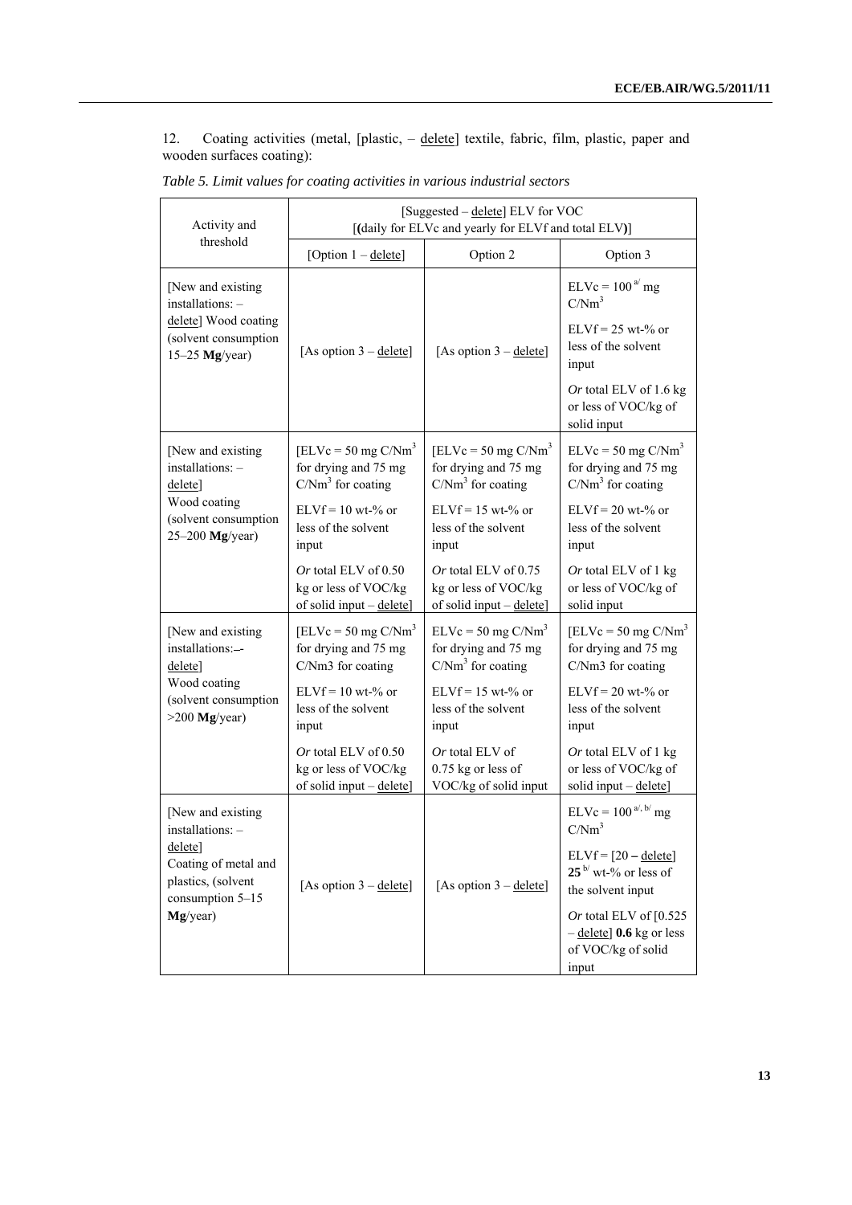12. Coating activities (metal, [plastic, – delete] textile, fabric, film, plastic, paper and wooden surfaces coating):

*Table 5. Limit values for coating activities in various industrial sectors*

| Activity and threshold | [Suggested – delete] ELV for VOC [(daily for ELVc and yearly for ELVf and total ELV)] | | |
|---|---|---|---|
| | [Option 1 – delete] | Option 2 | Option 3 |
| [New and existing installations: – delete] Wood coating (solvent consumption 15–25 **Mg**/year) | [As option 3 – delete] | [As option 3 – delete] | ELVc = 100 [a/] mg C/Nm³<br>ELVf = 25 wt-% or less of the solvent input<br>*Or* total ELV of 1.6 kg or less of VOC/kg of solid input |
| [New and existing installations: – delete] Wood coating (solvent consumption 25–200 **Mg**/year) | [ELVc = 50 mg C/Nm³ for drying and 75 mg C/Nm³ for coating<br>ELVf = 10 wt-% or less of the solvent input<br>*Or* total ELV of 0.50 kg or less of VOC/kg of solid input – delete] | [ELVc = 50 mg C/Nm³ for drying and 75 mg C/Nm³ for coating<br>ELVf = 15 wt-% or less of the solvent input<br>*Or* total ELV of 0.75 kg or less of VOC/kg of solid input – delete] | ELVc = 50 mg C/Nm³ for drying and 75 mg C/Nm³ for coating<br>ELVf = 20 wt-% or less of the solvent input<br>*Or* total ELV of 1 kg or less of VOC/kg of solid input |
| [New and existing installations: – delete] Wood coating (solvent consumption >200 **Mg**/year) | [ELVc = 50 mg C/Nm³ for drying and 75 mg C/Nm3 for coating<br>ELVf = 10 wt-% or less of the solvent input<br>*Or* total ELV of 0.50 kg or less of VOC/kg of solid input – delete] | ELVc = 50 mg C/Nm³ for drying and 75 mg C/Nm³ for coating<br>ELVf = 15 wt-% or less of the solvent input<br>*Or* total ELV of 0.75 kg or less of VOC/kg of solid input | [ELVc = 50 mg C/Nm³ for drying and 75 mg C/Nm3 for coating<br>ELVf = 20 wt-% or less of the solvent input<br>*Or* total ELV of 1 kg or less of VOC/kg of solid input – delete] |
| [New and existing installations: – delete] Coating of metal and plastics, (solvent consumption 5–15 **Mg**/year) | [As option 3 – delete] | [As option 3 – delete] | ELVc = 100 [a/, b/] mg C/Nm³<br>ELVf = [20 – delete] **25** [b/] wt-% or less of the solvent input<br>*Or* total ELV of [0.525 – delete] **0.6** kg or less of VOC/kg of solid input |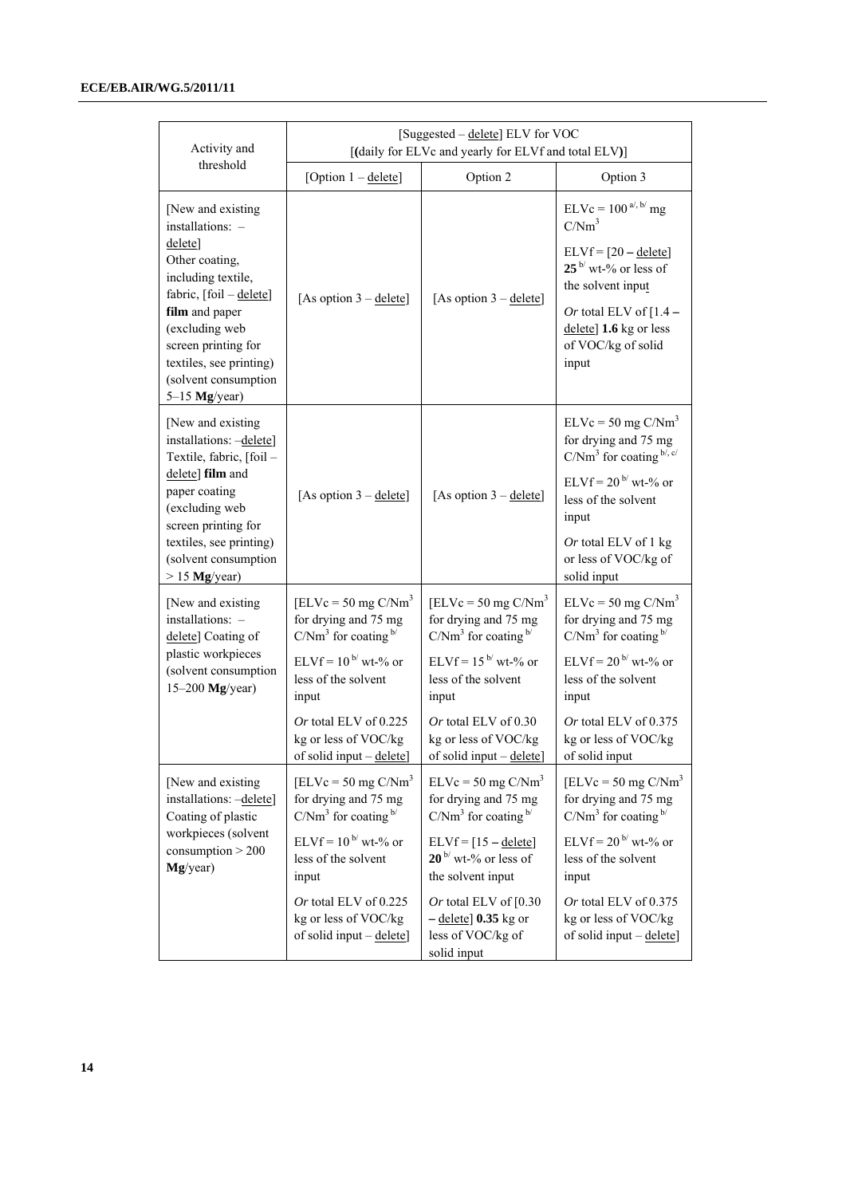| Activity and threshold | [Suggested – delete] ELV for VOC [(daily for ELVc and yearly for ELVf and total ELV)] | | |
|---|---|---|---|
| | [Option 1 – delete] | Option 2 | Option 3 |
| [New and existing installations: – delete] Other coating, including textile, fabric, [foil – delete] **film** and paper (excluding web screen printing for textiles, see printing) (solvent consumption 5–15 **Mg**/year) | [As option 3 – delete] | [As option 3 – delete] | ELVc = 100 [a/, b/] mg $C/Nm^3$<br><br>ELVf = [20 **–** delete] **25** [b/] wt-% or less of the solvent input<br><br>*Or* total ELV of [1.4 **–** delete] **1.6** kg or less of VOC/kg of solid input |
| [New and existing installations: –delete] Textile, fabric, [foil – delete] **film** and paper coating (excluding web screen printing for textiles, see printing) (solvent consumption > 15 **Mg**/year) | [As option 3 – delete] | [As option 3 – delete] | ELVc = 50 mg $C/Nm^3$ for drying and 75 mg $C/Nm^3$ for coating [b/, c/]<br><br>ELVf = 20 [b/] wt-% or less of the solvent input<br><br>*Or* total ELV of 1 kg or less of VOC/kg of solid input |
| [New and existing installations: – delete] Coating of plastic workpieces (solvent consumption 15–200 **Mg**/year) | [ELVc = 50 mg $C/Nm^3$ for drying and 75 mg $C/Nm^3$ for coating [b/]<br><br>ELVf = 10 [b/] wt-% or less of the solvent input<br><br>*Or* total ELV of 0.225 kg or less of VOC/kg of solid input – delete] | [ELVc = 50 mg $C/Nm^3$ for drying and 75 mg $C/Nm^3$ for coating [b/]<br><br>ELVf = 15 [b/] wt-% or less of the solvent input<br><br>*Or* total ELV of 0.30 kg or less of VOC/kg of solid input – delete] | ELVc = 50 mg $C/Nm^3$ for drying and 75 mg $C/Nm^3$ for coating [b/]<br><br>ELVf = 20 [b/] wt-% or less of the solvent input<br><br>*Or* total ELV of 0.375 kg or less of VOC/kg of solid input |
| [New and existing installations: –delete] Coating of plastic workpieces (solvent consumption > 200 **Mg**/year) | [ELVc = 50 mg $C/Nm^3$ for drying and 75 mg $C/Nm^3$ for coating [b/]<br><br>ELVf = 10 [b/] wt-% or less of the solvent input<br><br>*Or* total ELV of 0.225 kg or less of VOC/kg of solid input – delete] | ELVc = 50 mg $C/Nm^3$ for drying and 75 mg $C/Nm^3$ for coating [b/]<br><br>ELVf = [15 **–** delete] **20** [b/] wt-% or less of the solvent input<br><br>*Or* total ELV of [0.30 **–** delete] **0.35** kg or less of VOC/kg of solid input | [ELVc = 50 mg $C/Nm^3$ for drying and 75 mg $C/Nm^3$ for coating [b/]<br><br>ELVf = 20 [b/] wt-% or less of the solvent input<br><br>*Or* total ELV of 0.375 kg or less of VOC/kg of solid input – delete] |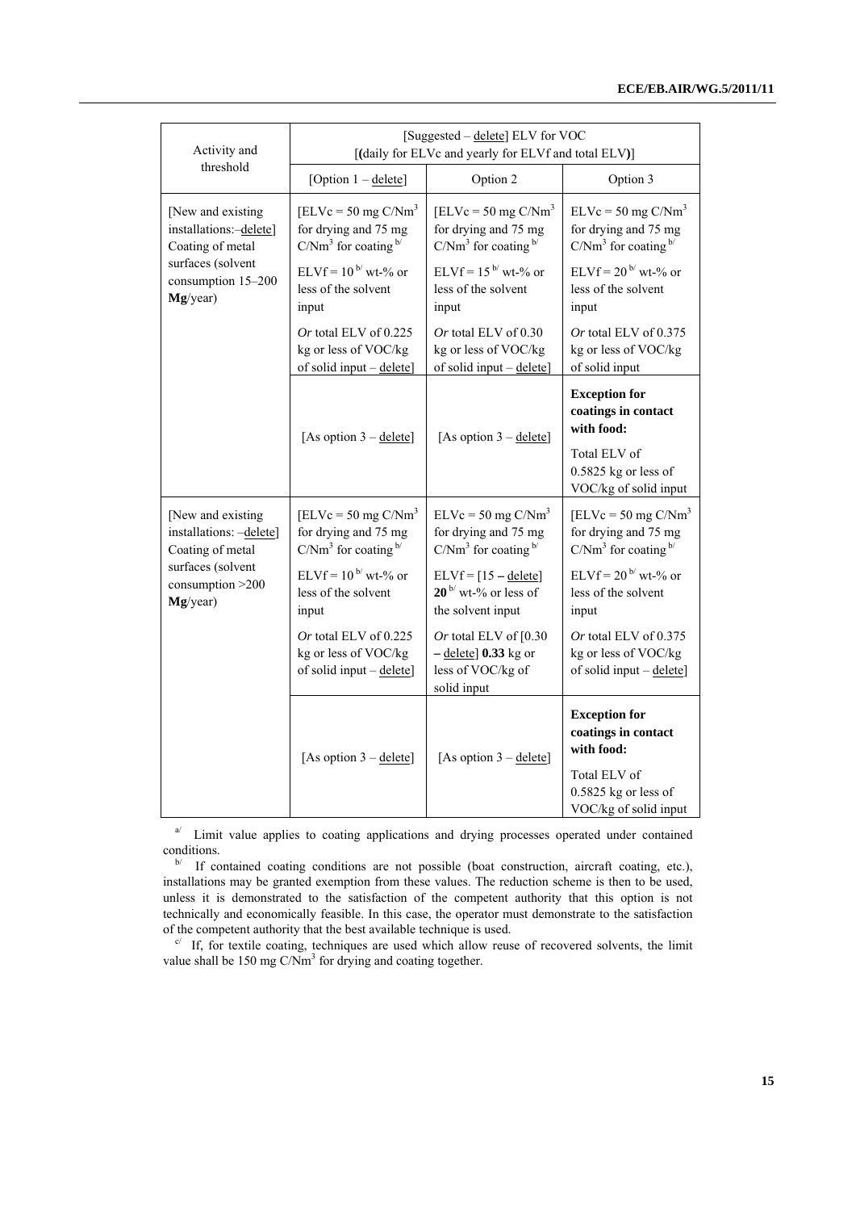| Activity and threshold | [Suggested – delete] ELV for VOC [(daily for ELVc and yearly for ELVf and total ELV)] | | |
|---|---|---|---|
| | [Option 1 – delete] | Option 2 | Option 3 |
| [New and existing installations:–delete] Coating of metal surfaces (solvent consumption 15–200 **Mg**/year) | [ELVc = 50 mg C/Nm$^3$ for drying and 75 mg C/Nm$^3$ for coating [b/]<br><br>ELVf = 10 [b/] wt-% or less of the solvent input<br><br>*Or* total ELV of 0.225 kg or less of VOC/kg of solid input – delete] | [ELVc = 50 mg C/Nm$^3$ for drying and 75 mg C/Nm$^3$ for coating [b/]<br><br>ELVf = 15 [b/] wt-% or less of the solvent input<br><br>*Or* total ELV of 0.30 kg or less of VOC/kg of solid input – delete] | ELVc = 50 mg C/Nm$^3$ for drying and 75 mg C/Nm$^3$ for coating [b/]<br><br>ELVf = 20 [b/] wt-% or less of the solvent input<br><br>*Or* total ELV of 0.375 kg or less of VOC/kg of solid input |
| | [As option 3 – delete] | [As option 3 – delete] | **Exception for coatings in contact with food:**<br><br>Total ELV of 0.5825 kg or less of VOC/kg of solid input |
| [New and existing installations: –delete] Coating of metal surfaces (solvent consumption >200 **Mg**/year) | [ELVc = 50 mg C/Nm$^3$ for drying and 75 mg C/Nm$^3$ for coating [b/]<br><br>ELVf = 10 [b/] wt-% or less of the solvent input<br><br>*Or* total ELV of 0.225 kg or less of VOC/kg of solid input – delete] | ELVc = 50 mg C/Nm$^3$ for drying and 75 mg C/Nm$^3$ for coating [b/]<br><br>ELVf = [15 – delete] **20** [b/] wt-% or less of the solvent input<br><br>*Or* total ELV of [0.30 – delete] **0.33** kg or less of VOC/kg of solid input | [ELVc = 50 mg C/Nm$^3$ for drying and 75 mg C/Nm$^3$ for coating [b/]<br><br>ELVf = 20 [b/] wt-% or less of the solvent input<br><br>*Or* total ELV of 0.375 kg or less of VOC/kg of solid input – delete] |
| | [As option 3 – delete] | [As option 3 – delete] | **Exception for coatings in contact with food:**<br><br>Total ELV of 0.5825 kg or less of VOC/kg of solid input |

[a/] Limit value applies to coating applications and drying processes operated under contained conditions.

[b/] If contained coating conditions are not possible (boat construction, aircraft coating, etc.), installations may be granted exemption from these values. The reduction scheme is then to be used, unless it is demonstrated to the satisfaction of the competent authority that this option is not technically and economically feasible. In this case, the operator must demonstrate to the satisfaction of the competent authority that the best available technique is used.

[c/] If, for textile coating, techniques are used which allow reuse of recovered solvents, the limit value shall be 150 mg C/Nm$^3$ for drying and coating together.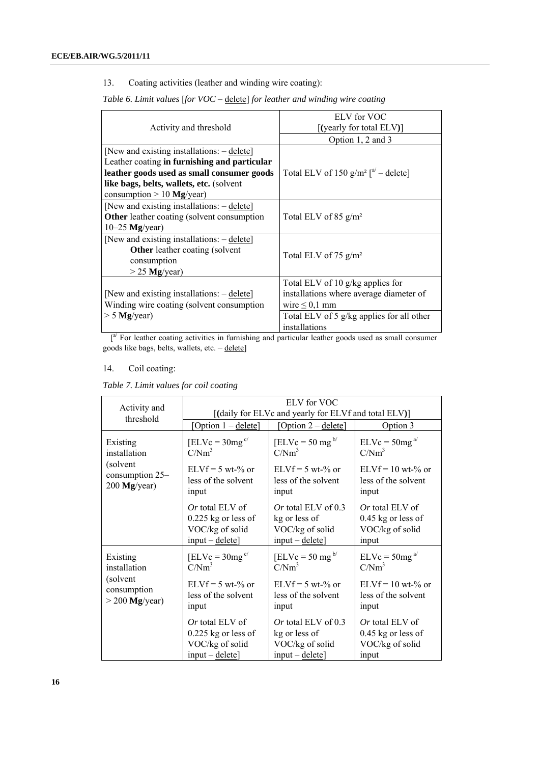13. Coating activities (leather and winding wire coating):

*Table 6. Limit values* [*for VOC* – delete] *for leather and winding wire coating*

| Activity and threshold | ELV for VOC [**(**yearly for total ELV**)**] |
|---|---|
| | Option 1, 2 and 3 |
| [New and existing installations: – delete] Leather coating **in furnishing and particular leather goods used as small consumer goods like bags, belts, wallets, etc.** (solvent consumption > 10 **Mg**/year) | Total ELV of 150 g/m² [[a] – delete] |
| [New and existing installations: – delete] **Other** leather coating (solvent consumption 10–25 **Mg**/year) | Total ELV of 85 g/m² |
| [New and existing installations: – delete] **Other** leather coating (solvent consumption > 25 **Mg**/year) | Total ELV of 75 g/m² |
| [New and existing installations: – delete] Winding wire coating (solvent consumption > 5 **Mg**/year) | Total ELV of 10 g/kg applies for installations where average diameter of wire ≤ 0,1 mm |
| | Total ELV of 5 g/kg applies for all other installations |

[[a] For leather coating activities in furnishing and particular leather goods used as small consumer goods like bags, belts, wallets, etc. – delete]

14. Coil coating:

*Table 7. Limit values for coil coating*

| Activity and threshold | ELV for VOC [**(**daily for ELVc and yearly for ELVf and total ELV**)**] | | |
|---|---|---|---|
| | [Option 1 – delete] | [Option 2 – delete] | Option 3 |
| Existing installation (solvent consumption 25–200 **Mg**/year) | [ELVc = 30mg [c] C/Nm³<br><br>ELVf = 5 wt-% or less of the solvent input<br><br>*Or* total ELV of 0.225 kg or less of VOC/kg of solid input – delete] | [ELVc = 50 mg [b] C/Nm³<br><br>ELVf = 5 wt-% or less of the solvent input<br><br>*Or* total ELV of 0.3 kg or less of VOC/kg of solid input – delete] | ELVc = 50mg [a] C/Nm³<br><br>ELVf = 10 wt-% or less of the solvent input<br><br>*Or* total ELV of 0.45 kg or less of VOC/kg of solid input |
| Existing installation (solvent consumption > 200 **Mg**/year) | [ELVc = 30mg [c] C/Nm³<br><br>ELVf = 5 wt-% or less of the solvent input<br><br>*Or* total ELV of 0.225 kg or less of VOC/kg of solid input – delete] | [ELVc = 50 mg [b] C/Nm³<br><br>ELVf = 5 wt-% or less of the solvent input<br><br>*Or* total ELV of 0.3 kg or less of VOC/kg of solid input – delete] | ELVc = 50mg [a] C/Nm³<br><br>ELVf = 10 wt-% or less of the solvent input<br><br>*Or* total ELV of 0.45 kg or less of VOC/kg of solid input |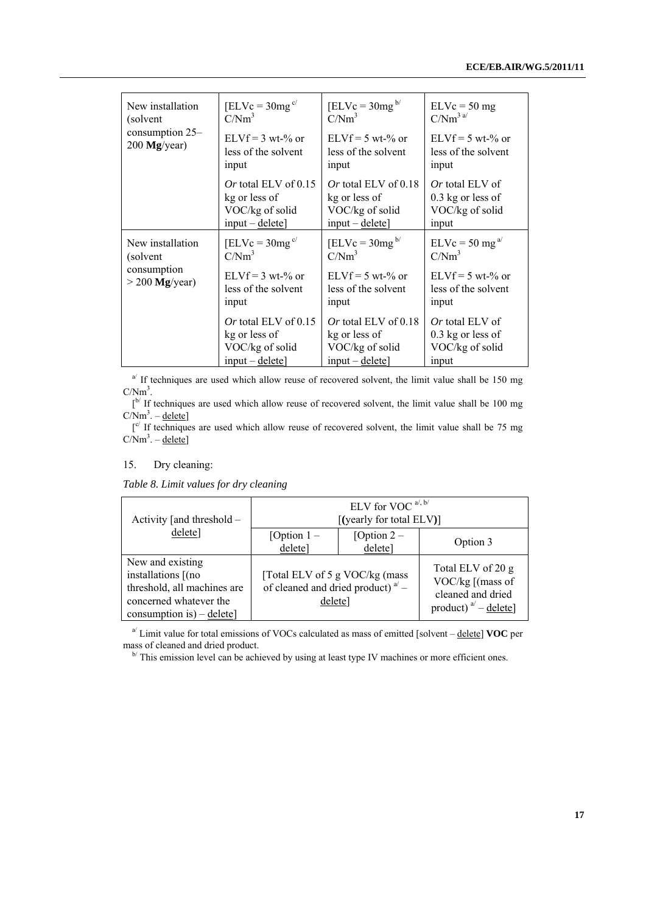| New installation (solvent consumption 25–200 **Mg**/year) | [ELVc = 30mg [c] C/Nm$^3$<br><br>ELVf = 3 wt-% or less of the solvent input<br><br>*Or* total ELV of 0.15 kg or less of VOC/kg of solid input – delete] | [ELVc = 30mg [b] C/Nm$^3$<br><br>ELVf = 5 wt-% or less of the solvent input<br><br>*Or* total ELV of 0.18 kg or less of VOC/kg of solid input – delete] | ELVc = 50 mg C/Nm$^3$ [a]<br><br>ELVf = 5 wt-% or less of the solvent input<br><br>*Or* total ELV of 0.3 kg or less of VOC/kg of solid input |
|---|---|---|---|
| New installation (solvent consumption > 200 **Mg**/year) | [ELVc = 30mg [c] C/Nm$^3$<br><br>ELVf = 3 wt-% or less of the solvent input<br><br>*Or* total ELV of 0.15 kg or less of VOC/kg of solid input – delete] | [ELVc = 30mg [b] C/Nm$^3$<br><br>ELVf = 5 wt-% or less of the solvent input<br><br>*Or* total ELV of 0.18 kg or less of VOC/kg of solid input – delete] | ELVc = 50 mg [a] C/Nm$^3$<br><br>ELVf = 5 wt-% or less of the solvent input<br><br>*Or* total ELV of 0.3 kg or less of VOC/kg of solid input |

[a] If techniques are used which allow reuse of recovered solvent, the limit value shall be 150 mg C/Nm$^3$.

[[b] If techniques are used which allow reuse of recovered solvent, the limit value shall be 100 mg C/Nm$^3$. – delete]

[[c] If techniques are used which allow reuse of recovered solvent, the limit value shall be 75 mg C/Nm$^3$. – delete]

15. Dry cleaning:

*Table 8. Limit values for dry cleaning*

| Activity [and threshold – delete] | ELV for VOC [a/, b/] [(yearly for total ELV)] | | |
|---|---|---|---|
| | [Option 1 – delete] | [Option 2 – delete] | Option 3 |
| New and existing installations [(no threshold, all machines are concerned whatever the consumption is) – delete] | [Total ELV of 5 g VOC/kg (mass of cleaned and dried product) [a] – delete] | | Total ELV of 20 g VOC/kg [(mass of cleaned and dried product) [a] – delete] |

[a] Limit value for total emissions of VOCs calculated as mass of emitted [solvent – delete] **VOC** per mass of cleaned and dried product.

[b] This emission level can be achieved by using at least type IV machines or more efficient ones.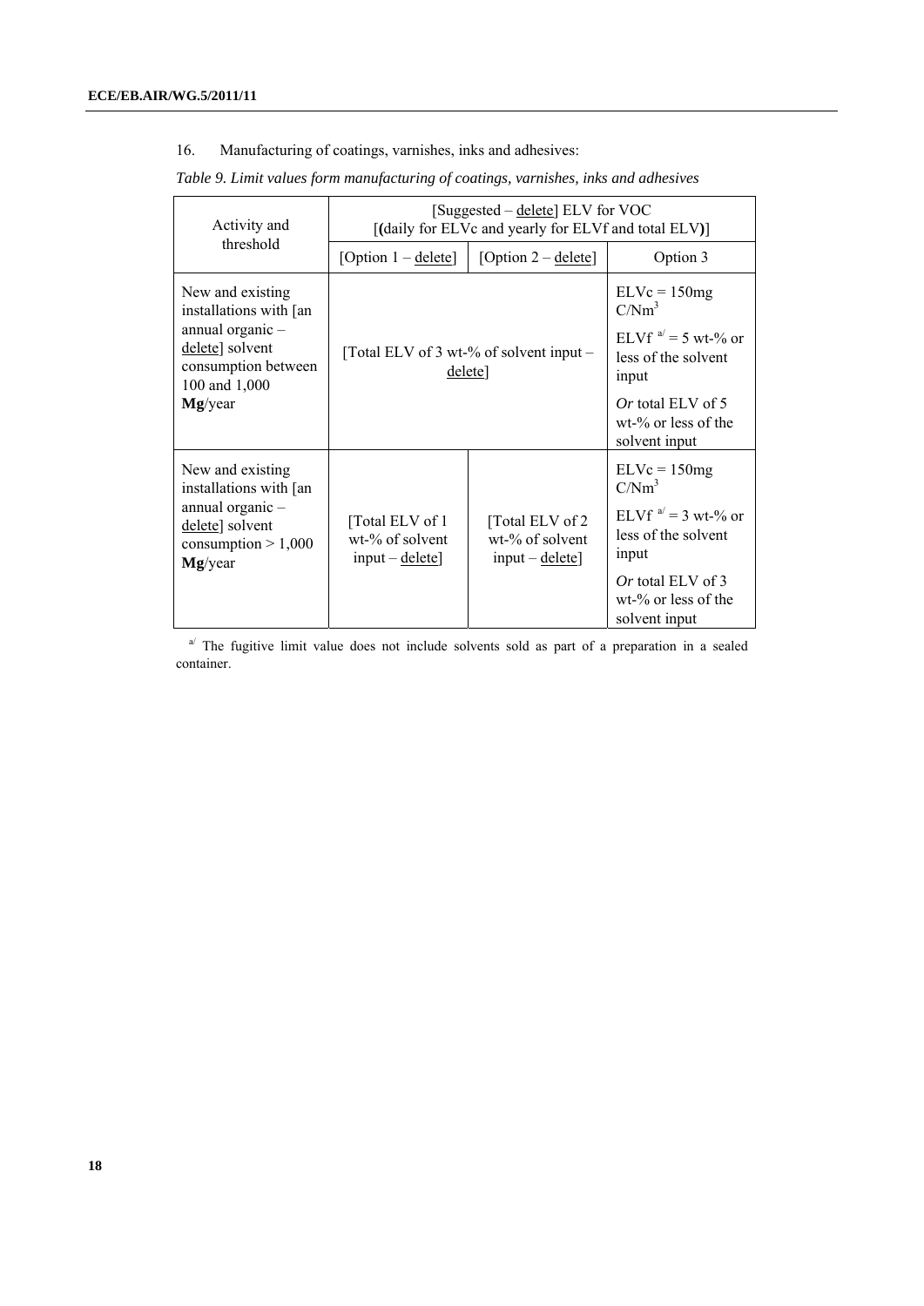16. Manufacturing of coatings, varnishes, inks and adhesives:

*Table 9. Limit values form manufacturing of coatings, varnishes, inks and adhesives*

| Activity and threshold | [Suggested – delete] ELV for VOC [(daily for ELVc and yearly for ELVf and total ELV)] | | |
|---|---|---|---|
| | [Option 1 – delete] | [Option 2 – delete] | Option 3 |
| New and existing installations with [an annual organic – delete] solvent consumption between 100 and 1,000 **Mg**/year | [Total ELV of 3 wt-% of solvent input – delete] | | ELVc = 150mg $C/Nm^3$<br>ELVf [a/] = 5 wt-% or less of the solvent input<br>*Or* total ELV of 5 wt-% or less of the solvent input |
| New and existing installations with [an annual organic – delete] solvent consumption > 1,000 **Mg**/year | [Total ELV of 1 wt-% of solvent input – delete] | [Total ELV of 2 wt-% of solvent input – delete] | ELVc = 150mg $C/Nm^3$<br>ELVf [a/] = 3 wt-% or less of the solvent input<br>*Or* total ELV of 3 wt-% or less of the solvent input |

[a/] The fugitive limit value does not include solvents sold as part of a preparation in a sealed container.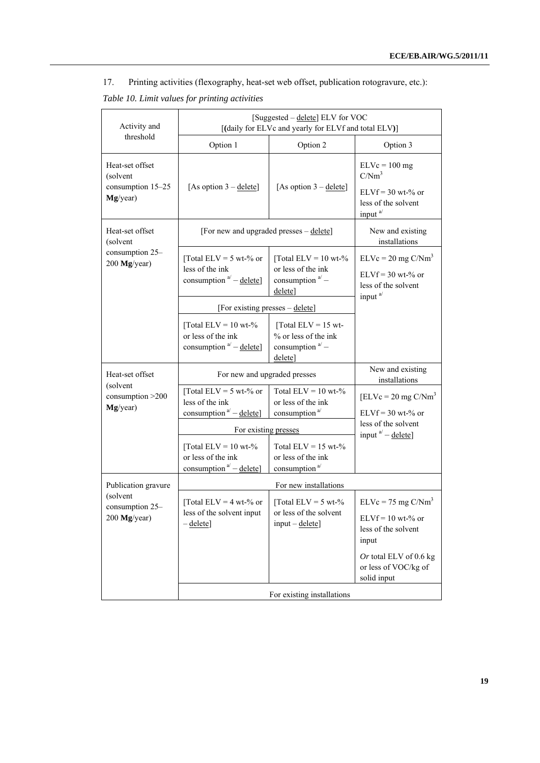17. Printing activities (flexography, heat-set web offset, publication rotogravure, etc.):

*Table 10. Limit values for printing activities*

| Activity and threshold | [Suggested – delete] ELV for VOC [(daily for ELVc and yearly for ELVf and total ELV)] | | |
|---|---|---|---|
| | Option 1 | Option 2 | Option 3 |
| Heat-set offset (solvent consumption 15–25 **Mg**/year) | [As option 3 – delete] | [As option 3 – delete] | ELVc = 100 mg C/Nm[3] ELVf = 30 wt-% or less of the solvent input [a/] |
| Heat-set offset (solvent consumption 25–200 **Mg**/year) | [For new and upgraded presses – delete] | | New and existing installations |
| | [Total ELV = 5 wt-% or less of the ink consumption [a/] – delete] | [Total ELV = 10 wt-% or less of the ink consumption [a/] – delete] | ELVc = 20 mg C/Nm[3] ELVf = 30 wt-% or less of the solvent input [a/] |
| | [For existing presses – delete] | | |
| | [Total ELV = 10 wt-% or less of the ink consumption [a/] – delete] | [Total ELV = 15 wt-% or less of the ink consumption [a/] – delete] | |
| Heat-set offset (solvent consumption >200 **Mg**/year) | For new and upgraded presses | | New and existing installations |
| | [Total ELV = 5 wt-% or less of the ink consumption [a/] – delete] | Total ELV = 10 wt-% or less of the ink consumption [a/] | [ELVc = 20 mg C/Nm[3] ELVf = 30 wt-% or less of the solvent input [a/] – delete] |
| | For existing presses | | |
| | [Total ELV = 10 wt-% or less of the ink consumption [a/] – delete] | Total ELV = 15 wt-% or less of the ink consumption [a/] | |
| Publication gravure (solvent consumption 25–200 **Mg**/year) | For new installations | | |
| | [Total ELV = 4 wt-% or less of the solvent input – delete] | [Total ELV = 5 wt-% or less of the solvent input – delete] | ELVc = 75 mg C/Nm[3] ELVf = 10 wt-% or less of the solvent input *Or* total ELV of 0.6 kg or less of VOC/kg of solid input |
| | For existing installations | | |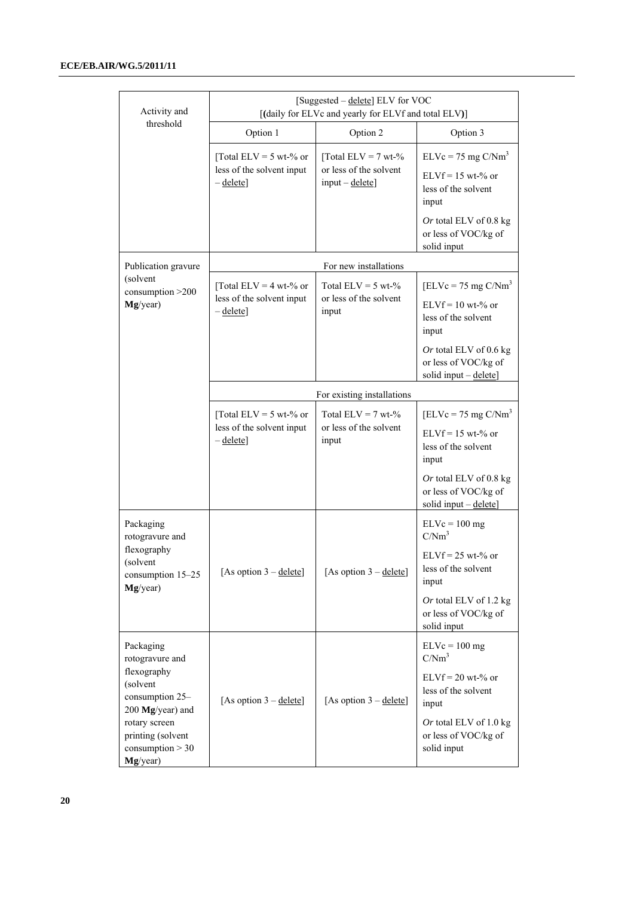| Activity and threshold | [Suggested – delete] ELV for VOC [(daily for ELVc and yearly for ELVf and total ELV)] | | |
|---|---|---|---|
| | Option 1 | Option 2 | Option 3 |
| | [Total ELV = 5 wt-% or less of the solvent input – delete] | [Total ELV = 7 wt-% or less of the solvent input – delete] | ELVc = 75 mg C/$Nm^3$<br>ELVf = 15 wt-% or less of the solvent input<br>*Or* total ELV of 0.8 kg or less of VOC/kg of solid input |
| Publication gravure (solvent consumption >200 **Mg**/year) | For new installations | | |
| | [Total ELV = 4 wt-% or less of the solvent input – delete] | Total ELV = 5 wt-% or less of the solvent input | [ELVc = 75 mg C/$Nm^3$<br>ELVf = 10 wt-% or less of the solvent input<br>*Or* total ELV of 0.6 kg or less of VOC/kg of solid input – delete] |
| | For existing installations | | |
| | [Total ELV = 5 wt-% or less of the solvent input – delete] | Total ELV = 7 wt-% or less of the solvent input | [ELVc = 75 mg C/$Nm^3$<br>ELVf = 15 wt-% or less of the solvent input<br>*Or* total ELV of 0.8 kg or less of VOC/kg of solid input – delete] |
| Packaging rotogravure and flexography (solvent consumption 15–25 **Mg**/year) | [As option 3 – delete] | [As option 3 – delete] | ELVc = 100 mg C/$Nm^3$<br>ELVf = 25 wt-% or less of the solvent input<br>*Or* total ELV of 1.2 kg or less of VOC/kg of solid input |
| Packaging rotogravure and flexography (solvent consumption 25–200 **Mg**/year) and rotary screen printing (solvent consumption > 30 **Mg**/year) | [As option 3 – delete] | [As option 3 – delete] | ELVc = 100 mg C/$Nm^3$<br>ELVf = 20 wt-% or less of the solvent input<br>*Or* total ELV of 1.0 kg or less of VOC/kg of solid input |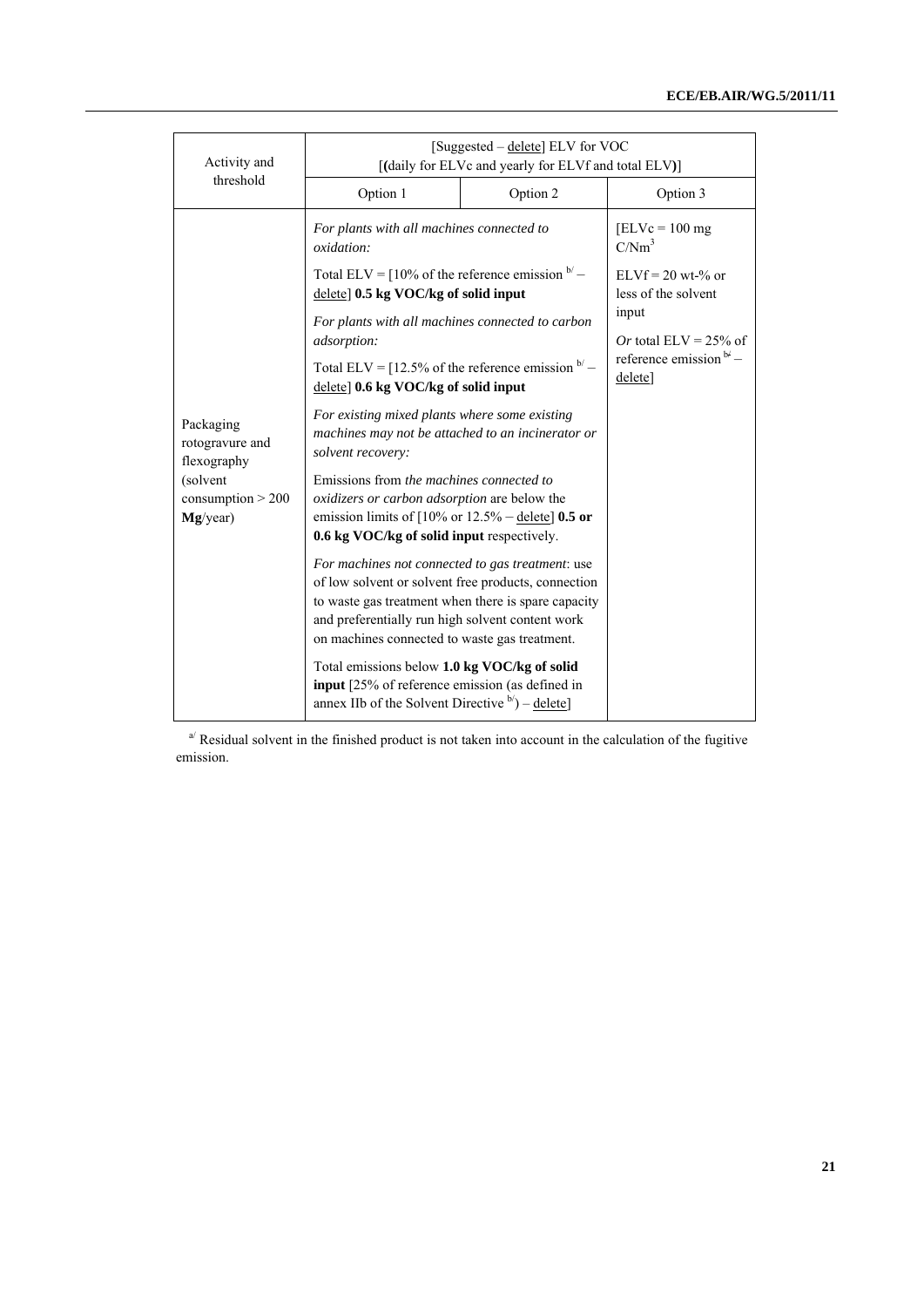| Activity and threshold | [Suggested – delete] ELV for VOC [(daily for ELVc and yearly for ELVf and total ELV)] | | |
|---|---|---|---|
| | Option 1 | Option 2 | Option 3 |
| Packaging rotogravure and flexography (solvent consumption > 200 **Mg**/year) | *For plants with all machines connected to oxidation:*<br><br>Total ELV = [10% of the reference emission [b/] – delete] **0.5 kg VOC/kg of solid input**<br><br>*For plants with all machines connected to carbon adsorption:*<br><br>Total ELV = [12.5% of the reference emission [b/] – delete] **0.6 kg VOC/kg of solid input**<br><br>*For existing mixed plants where some existing machines may not be attached to an incinerator or solvent recovery:*<br><br>Emissions from *the machines connected to oxidizers or carbon adsorption* are below the emission limits of [10% or 12.5% – delete] **0.5 or 0.6 kg VOC/kg of solid input** respectively.<br><br>*For machines not connected to gas treatment*: use of low solvent or solvent free products, connection to waste gas treatment when there is spare capacity and preferentially run high solvent content work on machines connected to waste gas treatment.<br><br>Total emissions below **1.0 kg VOC/kg of solid input** [25% of reference emission (as defined in annex IIb of the Solvent Directive [b/]) – delete] | | [ELVc = 100 mg C/Nm³<br><br>ELVf = 20 wt-% or less of the solvent input<br><br>*Or* total ELV = 25% of reference emission [b/] – delete] |

[a/] Residual solvent in the finished product is not taken into account in the calculation of the fugitive emission.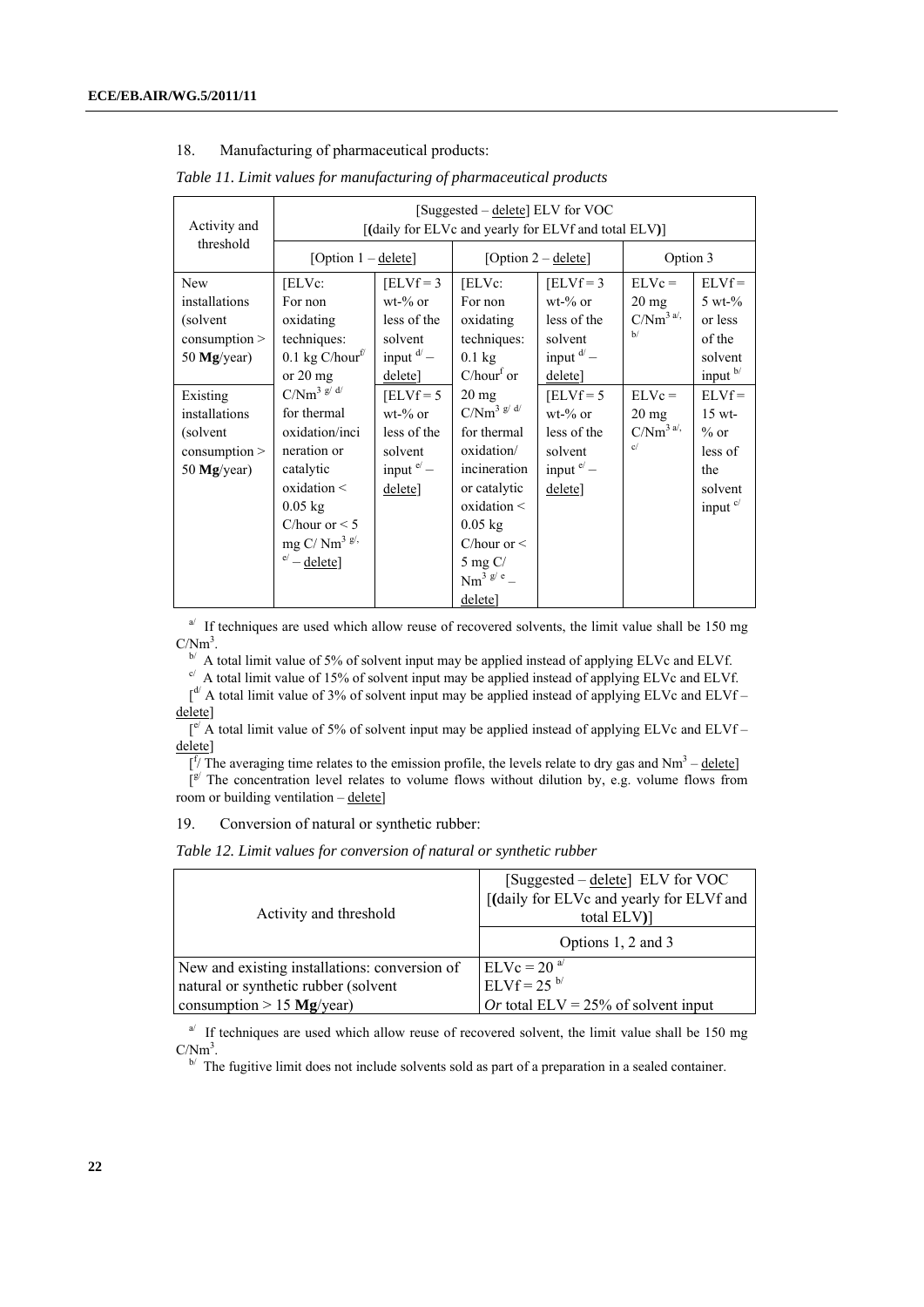18. Manufacturing of pharmaceutical products:

*Table 11. Limit values for manufacturing of pharmaceutical products*

| Activity and threshold | [Suggested – delete] ELV for VOC [(daily for ELVc and yearly for ELVf and total ELV)] | | | | | |
|---|---|---|---|---|---|---|
| | [Option 1 – delete] | | [Option 2 – delete] | | Option 3 | |
| New installations (solvent consumption > 50 **Mg**/year) | [ELVc: For non oxidating techniques: 0.1 kg C/hour[f/] or 20 mg C/Nm[3] [g/ d/] for thermal oxidation/incineration or catalytic oxidation < 0.05 kg C/hour or < 5 mg C/ Nm[3] [g/, e/] – delete] | [ELVf = 3 wt-% or less of the solvent input [d/] – delete] | [ELVc: For non oxidating techniques: 0.1 kg C/hour[f] or 20 mg C/Nm[3] [g/ d/] for thermal oxidation/ incineration or catalytic oxidation < 0.05 kg C/hour or < 5 mg C/ Nm[3] [g/ e] – delete] | [ELVf = 3 wt-% or less of the solvent input [d/] – delete] | ELVc = 20 mg C/Nm[3] [a/, b/] | ELVf = 5 wt-% or less of the solvent input [b/] |
| Existing installations (solvent consumption > 50 **Mg**/year) | | [ELVf = 5 wt-% or less of the solvent input [e/] – delete] | | [ELVf = 5 wt-% or less of the solvent input [e/] – delete] | ELVc = 20 mg C/Nm[3] [a/, c/] | ELVf = 15 wt-% or less of the solvent input [c/] |

[a/] If techniques are used which allow reuse of recovered solvents, the limit value shall be 150 mg C/Nm[3].

[b/] A total limit value of 5% of solvent input may be applied instead of applying ELVc and ELVf.

[c/] A total limit value of 15% of solvent input may be applied instead of applying ELVc and ELVf.

[[d/] A total limit value of 3% of solvent input may be applied instead of applying ELVc and ELVf – delete]

[[e/] A total limit value of 5% of solvent input may be applied instead of applying ELVc and ELVf – delete]

[[f/] The averaging time relates to the emission profile, the levels relate to dry gas and Nm[3] – delete]

[[g/] The concentration level relates to volume flows without dilution by, e.g. volume flows from room or building ventilation – delete]

19. Conversion of natural or synthetic rubber:

*Table 12. Limit values for conversion of natural or synthetic rubber*

| Activity and threshold | [Suggested – delete] ELV for VOC [(daily for ELVc and yearly for ELVf and total ELV)] |
|---|---|
| | Options 1, 2 and 3 |
| New and existing installations: conversion of natural or synthetic rubber (solvent consumption > 15 **Mg**/year) | ELVc = 20 [a/]<br>ELVf = 25 [b/]<br>*Or* total ELV = 25% of solvent input |

[a/] If techniques are used which allow reuse of recovered solvent, the limit value shall be 150 mg C/Nm[3].

[b/] The fugitive limit does not include solvents sold as part of a preparation in a sealed container.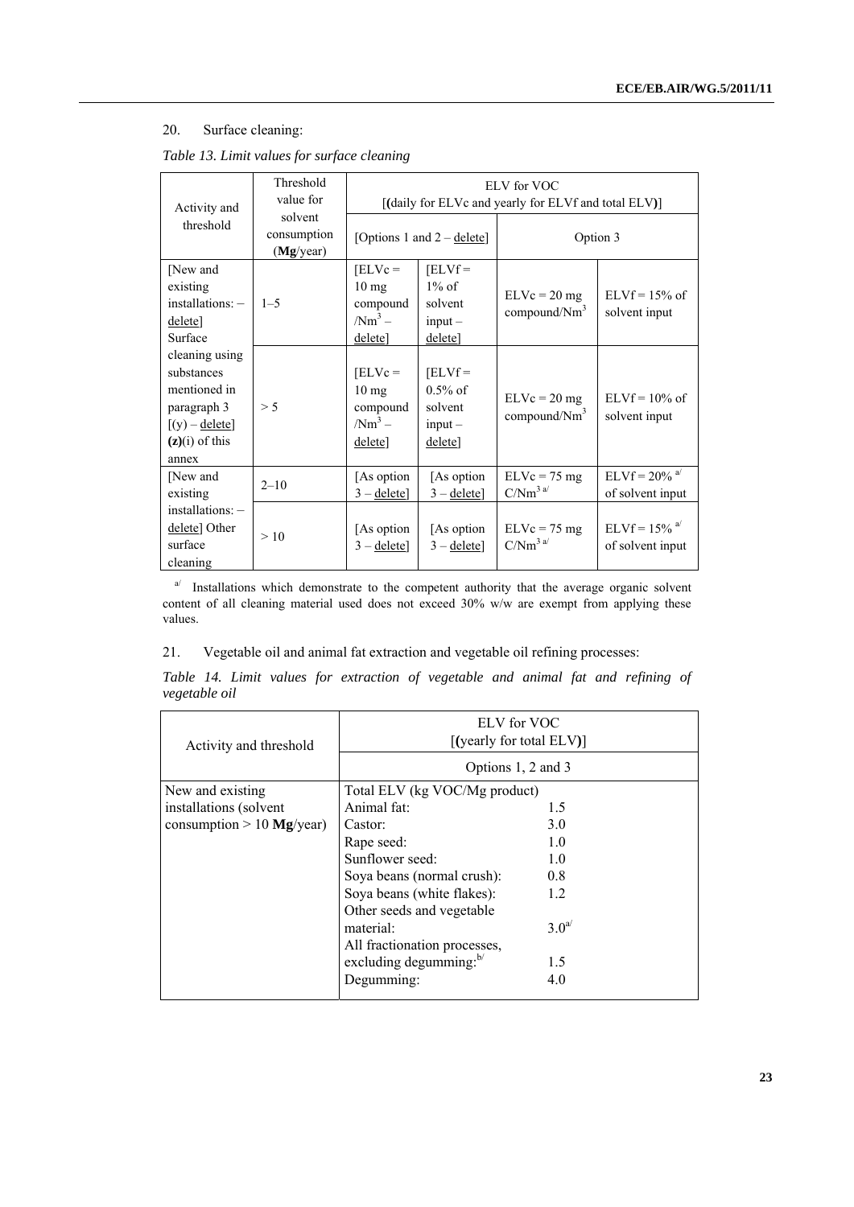20. Surface cleaning:

*Table 13. Limit values for surface cleaning*

| Activity and threshold | Threshold value for solvent consumption (**Mg**/year) | ELV for VOC [**(**daily for ELVc and yearly for ELVf and total ELV**)**] | | | |
|---|---|---|---|---|---|
| | | [Options 1 and 2 – delete] | | Option 3 | |
| [New and existing installations: – delete] Surface cleaning using substances mentioned in paragraph 3 [(y) – delete] **(z)**(i) of this annex | 1–5 | [ELVc = 10 mg compound /$Nm^3$ – delete] | [ELVf = 1% of solvent input – delete] | ELVc = 20 mg compound/$Nm^3$ | ELVf = 15% of solvent input |
| | > 5 | [ELVc = 10 mg compound /$Nm^3$ – delete] | [ELVf = 0.5% of solvent input – delete] | ELVc = 20 mg compound/$Nm^3$ | ELVf = 10% of solvent input |
| [New and existing installations: – delete] Other surface cleaning | 2–10 | [As option 3 – delete] | [As option 3 – delete] | ELVc = 75 mg C/$Nm^3$ [a/] | ELVf = 20% [a/] of solvent input |
| | > 10 | [As option 3 – delete] | [As option 3 – delete] | ELVc = 75 mg C/$Nm^3$ [a/] | ELVf = 15% [a/] of solvent input |

[a/] Installations which demonstrate to the competent authority that the average organic solvent content of all cleaning material used does not exceed 30% w/w are exempt from applying these values.

21. Vegetable oil and animal fat extraction and vegetable oil refining processes:

*Table 14. Limit values for extraction of vegetable and animal fat and refining of vegetable oil*

| Activity and threshold | ELV for VOC [**(**yearly for total ELV**)**] | |
|---|---|---|
| | Options 1, 2 and 3 | |
| New and existing installations (solvent consumption > 10 **Mg**/year) | Total ELV (kg VOC/Mg product) | |
| | Animal fat: | 1.5 |
| | Castor: | 3.0 |
| | Rape seed: | 1.0 |
| | Sunflower seed: | 1.0 |
| | Soya beans (normal crush): | 0.8 |
| | Soya beans (white flakes): | 1.2 |
| | Other seeds and vegetable material: | 3.0[a/] |
| | All fractionation processes, excluding degumming:[b/] | 1.5 |
| | Degumming: | 4.0 |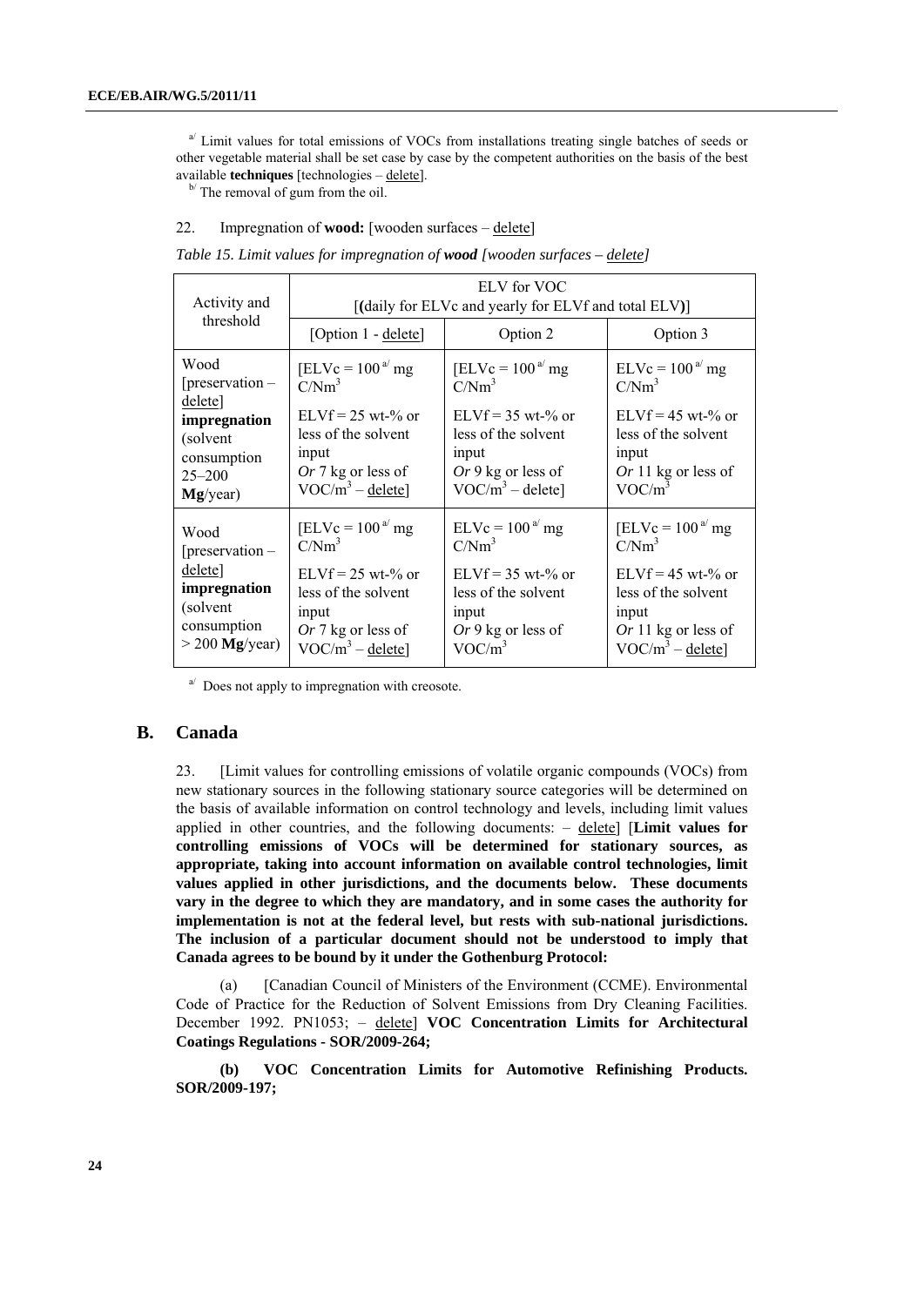[a/] Limit values for total emissions of VOCs from installations treating single batches of seeds or other vegetable material shall be set case by case by the competent authorities on the basis of the best available **techniques** [technologies – delete].

[b/] The removal of gum from the oil.

22. Impregnation of **wood:** [wooden surfaces – delete]

*Table 15. Limit values for impregnation of **wood** [wooden surfaces – delete]*

| Activity and threshold | ELV for VOC [(daily for ELVc and yearly for ELVf and total ELV)] | | |
|---|---|---|---|
| | [Option 1 - delete] | Option 2 | Option 3 |
| Wood [preservation – delete] **impregnation** (solvent consumption 25–200 **Mg**/year) | [ELVc = 100 [a/] mg C/Nm[3] ELVf = 25 wt-% or less of the solvent input *Or* 7 kg or less of VOC/m[3] – delete] | [ELVc = 100 [a/] mg C/Nm[3] ELVf = 35 wt-% or less of the solvent input *Or* 9 kg or less of VOC/m[3] – delete] | ELVc = 100 [a/] mg C/Nm[3] ELVf = 45 wt-% or less of the solvent input *Or* 11 kg or less of VOC/m[3] |
| Wood [preservation – delete] **impregnation** (solvent consumption > 200 **Mg**/year) | [ELVc = 100 [a/] mg C/Nm[3] ELVf = 25 wt-% or less of the solvent input *Or* 7 kg or less of VOC/m[3] – delete] | ELVc = 100 [a/] mg C/Nm[3] ELVf = 35 wt-% or less of the solvent input *Or* 9 kg or less of VOC/m[3] | [ELVc = 100 [a/] mg C/Nm[3] ELVf = 45 wt-% or less of the solvent input *Or* 11 kg or less of VOC/m[3] – delete] |

[a/] Does not apply to impregnation with creosote.

## B. Canada

23. [Limit values for controlling emissions of volatile organic compounds (VOCs) from new stationary sources in the following stationary source categories will be determined on the basis of available information on control technology and levels, including limit values applied in other countries, and the following documents: – delete] [**Limit values for controlling emissions of VOCs will be determined for stationary sources, as appropriate, taking into account information on available control technologies, limit values applied in other jurisdictions, and the documents below. These documents vary in the degree to which they are mandatory, and in some cases the authority for implementation is not at the federal level, but rests with sub-national jurisdictions. The inclusion of a particular document should not be understood to imply that Canada agrees to be bound by it under the Gothenburg Protocol:**

(a) [Canadian Council of Ministers of the Environment (CCME). Environmental Code of Practice for the Reduction of Solvent Emissions from Dry Cleaning Facilities. December 1992. PN1053; – delete] **VOC Concentration Limits for Architectural Coatings Regulations - SOR/2009-264;**

**(b) VOC Concentration Limits for Automotive Refinishing Products. SOR/2009-197;**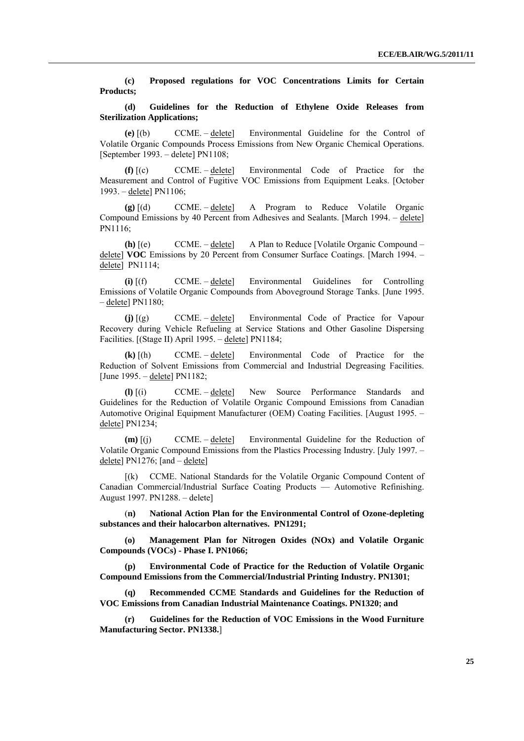**(c) Proposed regulations for VOC Concentrations Limits for Certain Products;**

**(d) Guidelines for the Reduction of Ethylene Oxide Releases from Sterilization Applications;**

**(e)** [(b) CCME. – delete] Environmental Guideline for the Control of Volatile Organic Compounds Process Emissions from New Organic Chemical Operations. [September 1993. – delete] PN1108;

**(f)** [(c) CCME. – delete] Environmental Code of Practice for the Measurement and Control of Fugitive VOC Emissions from Equipment Leaks. [October 1993. – delete] PN1106;

**(g)** [(d) CCME. – delete] A Program to Reduce Volatile Organic Compound Emissions by 40 Percent from Adhesives and Sealants. [March 1994. – delete] PN1116;

**(h)** [(e) CCME. – delete] A Plan to Reduce [Volatile Organic Compound – delete] **VOC** Emissions by 20 Percent from Consumer Surface Coatings. [March 1994. – delete] PN1114;

**(i)** [(f) CCME. – delete] Environmental Guidelines for Controlling Emissions of Volatile Organic Compounds from Aboveground Storage Tanks. [June 1995. – delete] PN1180;

**(j)** [(g) CCME. – delete] Environmental Code of Practice for Vapour Recovery during Vehicle Refueling at Service Stations and Other Gasoline Dispersing Facilities. [(Stage II) April 1995. – delete] PN1184;

**(k)** [(h) CCME. – delete] Environmental Code of Practice for the Reduction of Solvent Emissions from Commercial and Industrial Degreasing Facilities. [June 1995. – delete] PN1182;

**(l)** [(i) CCME. – delete] New Source Performance Standards and Guidelines for the Reduction of Volatile Organic Compound Emissions from Canadian Automotive Original Equipment Manufacturer (OEM) Coating Facilities. [August 1995. – delete] PN1234;

**(m)** [(j) CCME. – delete] Environmental Guideline for the Reduction of Volatile Organic Compound Emissions from the Plastics Processing Industry. [July 1997. – delete] PN1276; [and – delete]

[(k) CCME. National Standards for the Volatile Organic Compound Content of Canadian Commercial/Industrial Surface Coating Products — Automotive Refinishing. August 1997. PN1288. – delete]

(**n) National Action Plan for the Environmental Control of Ozone-depleting substances and their halocarbon alternatives. PN1291;**

**(o) Management Plan for Nitrogen Oxides (NOx) and Volatile Organic Compounds (VOCs) - Phase I. PN1066;**

**(p) Environmental Code of Practice for the Reduction of Volatile Organic Compound Emissions from the Commercial/Industrial Printing Industry. PN1301;**

**(q) Recommended CCME Standards and Guidelines for the Reduction of VOC Emissions from Canadian Industrial Maintenance Coatings. PN1320; and**

**(r) Guidelines for the Reduction of VOC Emissions in the Wood Furniture Manufacturing Sector. PN1338.**]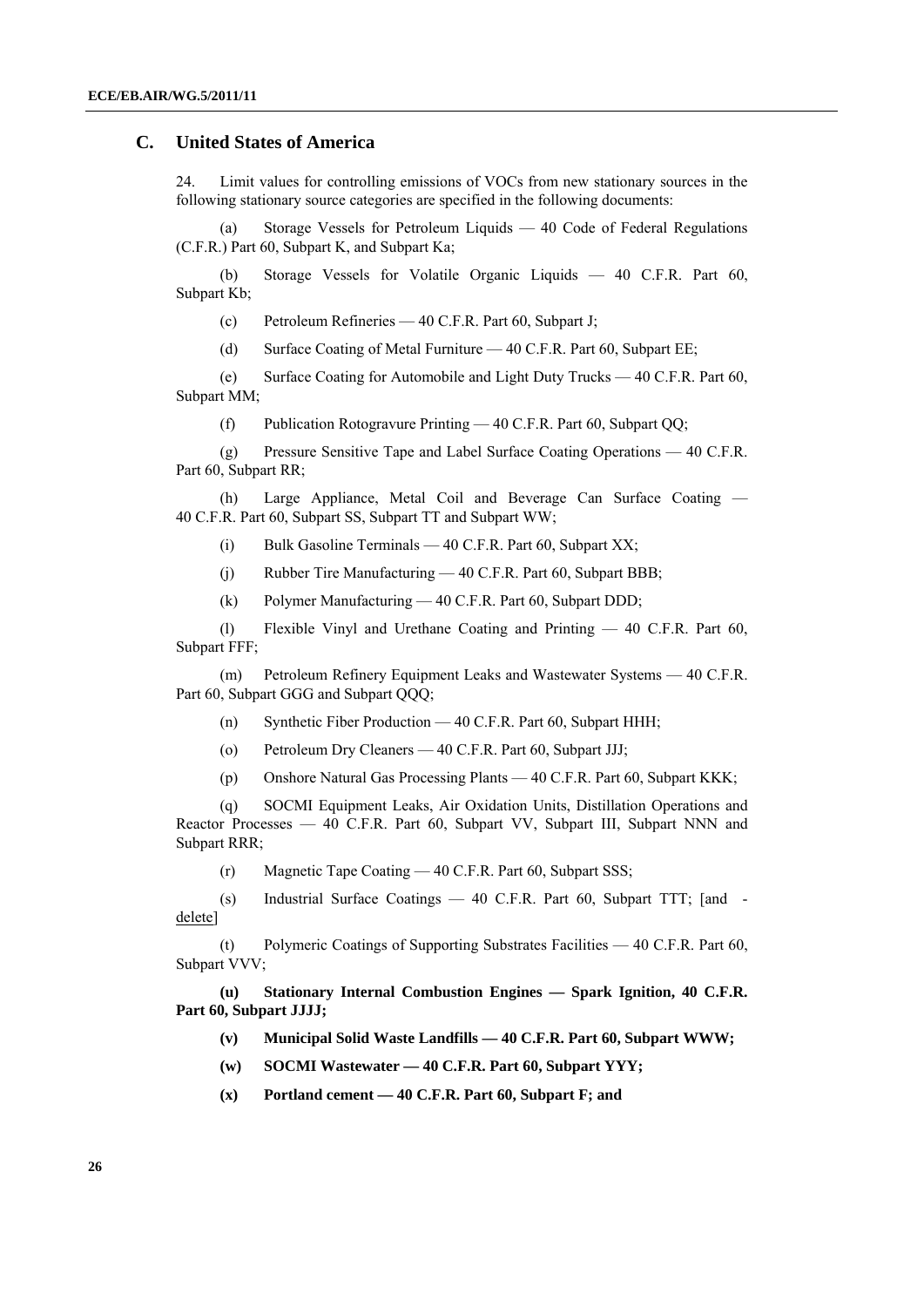## C. United States of America

24. Limit values for controlling emissions of VOCs from new stationary sources in the following stationary source categories are specified in the following documents:

(a) Storage Vessels for Petroleum Liquids — 40 Code of Federal Regulations (C.F.R.) Part 60, Subpart K, and Subpart Ka;

(b) Storage Vessels for Volatile Organic Liquids — 40 C.F.R. Part 60, Subpart Kb;

(c) Petroleum Refineries — 40 C.F.R. Part 60, Subpart J;

(d) Surface Coating of Metal Furniture — 40 C.F.R. Part 60, Subpart EE;

(e) Surface Coating for Automobile and Light Duty Trucks — 40 C.F.R. Part 60, Subpart MM;

(f) Publication Rotogravure Printing — 40 C.F.R. Part 60, Subpart QQ;

(g) Pressure Sensitive Tape and Label Surface Coating Operations — 40 C.F.R. Part 60, Subpart RR;

(h) Large Appliance, Metal Coil and Beverage Can Surface Coating — 40 C.F.R. Part 60, Subpart SS, Subpart TT and Subpart WW;

(i) Bulk Gasoline Terminals — 40 C.F.R. Part 60, Subpart XX;

(j) Rubber Tire Manufacturing — 40 C.F.R. Part 60, Subpart BBB;

(k) Polymer Manufacturing — 40 C.F.R. Part 60, Subpart DDD;

(l) Flexible Vinyl and Urethane Coating and Printing — 40 C.F.R. Part 60, Subpart FFF;

(m) Petroleum Refinery Equipment Leaks and Wastewater Systems — 40 C.F.R. Part 60, Subpart GGG and Subpart QQQ;

(n) Synthetic Fiber Production — 40 C.F.R. Part 60, Subpart HHH;

(o) Petroleum Dry Cleaners — 40 C.F.R. Part 60, Subpart JJJ;

(p) Onshore Natural Gas Processing Plants — 40 C.F.R. Part 60, Subpart KKK;

(q) SOCMI Equipment Leaks, Air Oxidation Units, Distillation Operations and Reactor Processes — 40 C.F.R. Part 60, Subpart VV, Subpart III, Subpart NNN and Subpart RRR;

(r) Magnetic Tape Coating — 40 C.F.R. Part 60, Subpart SSS;

(s) Industrial Surface Coatings — 40 C.F.R. Part 60, Subpart TTT; [and - delete]

(t) Polymeric Coatings of Supporting Substrates Facilities — 40 C.F.R. Part 60, Subpart VVV;

**(u) Stationary Internal Combustion Engines — Spark Ignition, 40 C.F.R. Part 60, Subpart JJJJ;**

**(v) Municipal Solid Waste Landfills — 40 C.F.R. Part 60, Subpart WWW;**

**(w) SOCMI Wastewater — 40 C.F.R. Part 60, Subpart YYY;**

**(x) Portland cement — 40 C.F.R. Part 60, Subpart F; and**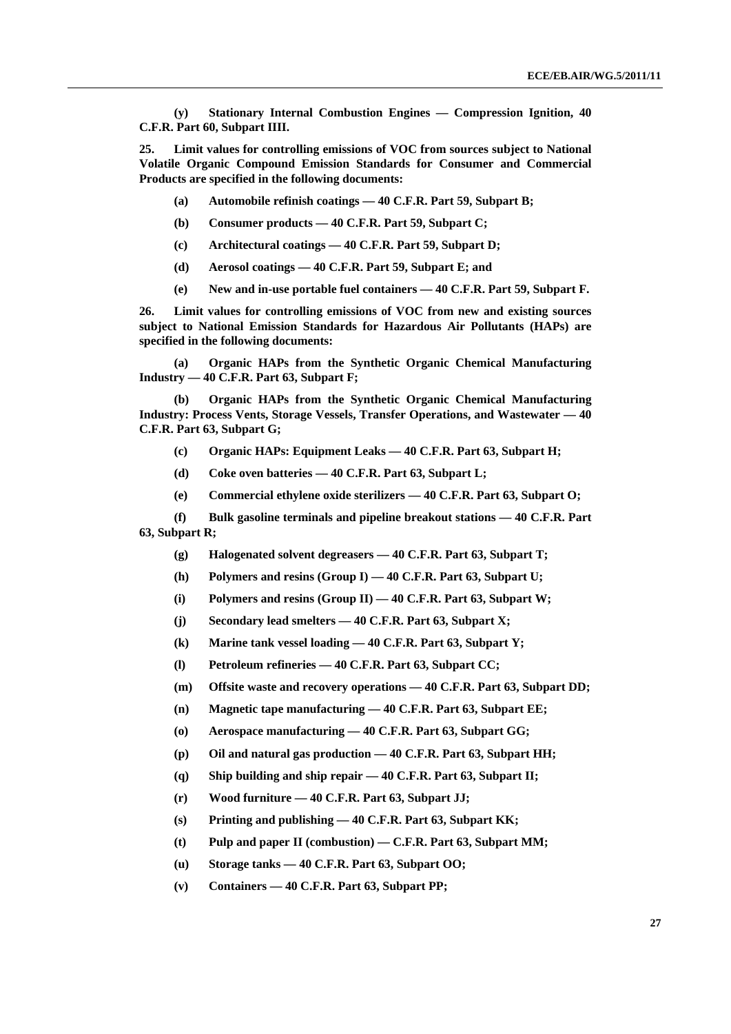**(y) Stationary Internal Combustion Engines — Compression Ignition, 40 C.F.R. Part 60, Subpart IIII.**

**25. Limit values for controlling emissions of VOC from sources subject to National Volatile Organic Compound Emission Standards for Consumer and Commercial Products are specified in the following documents:**

**(a) Automobile refinish coatings — 40 C.F.R. Part 59, Subpart B;**

**(b) Consumer products — 40 C.F.R. Part 59, Subpart C;**

**(c) Architectural coatings — 40 C.F.R. Part 59, Subpart D;**

**(d) Aerosol coatings — 40 C.F.R. Part 59, Subpart E; and**

**(e) New and in-use portable fuel containers — 40 C.F.R. Part 59, Subpart F.**

**26. Limit values for controlling emissions of VOC from new and existing sources subject to National Emission Standards for Hazardous Air Pollutants (HAPs) are specified in the following documents:**

**(a) Organic HAPs from the Synthetic Organic Chemical Manufacturing Industry — 40 C.F.R. Part 63, Subpart F;**

**(b) Organic HAPs from the Synthetic Organic Chemical Manufacturing Industry: Process Vents, Storage Vessels, Transfer Operations, and Wastewater — 40 C.F.R. Part 63, Subpart G;**

**(c) Organic HAPs: Equipment Leaks — 40 C.F.R. Part 63, Subpart H;**

**(d) Coke oven batteries — 40 C.F.R. Part 63, Subpart L;**

**(e) Commercial ethylene oxide sterilizers — 40 C.F.R. Part 63, Subpart O;**

**(f) Bulk gasoline terminals and pipeline breakout stations — 40 C.F.R. Part 63, Subpart R;**

**(g) Halogenated solvent degreasers — 40 C.F.R. Part 63, Subpart T;**

**(h) Polymers and resins (Group I) — 40 C.F.R. Part 63, Subpart U;**

**(i) Polymers and resins (Group II) — 40 C.F.R. Part 63, Subpart W;**

**(j) Secondary lead smelters — 40 C.F.R. Part 63, Subpart X;**

**(k) Marine tank vessel loading — 40 C.F.R. Part 63, Subpart Y;**

**(l) Petroleum refineries — 40 C.F.R. Part 63, Subpart CC;**

**(m) Offsite waste and recovery operations — 40 C.F.R. Part 63, Subpart DD;**

**(n) Magnetic tape manufacturing — 40 C.F.R. Part 63, Subpart EE;**

**(o) Aerospace manufacturing — 40 C.F.R. Part 63, Subpart GG;**

**(p) Oil and natural gas production — 40 C.F.R. Part 63, Subpart HH;**

**(q) Ship building and ship repair — 40 C.F.R. Part 63, Subpart II;**

**(r) Wood furniture — 40 C.F.R. Part 63, Subpart JJ;**

**(s) Printing and publishing — 40 C.F.R. Part 63, Subpart KK;**

**(t) Pulp and paper II (combustion) — C.F.R. Part 63, Subpart MM;**

**(u) Storage tanks — 40 C.F.R. Part 63, Subpart OO;**

**(v) Containers — 40 C.F.R. Part 63, Subpart PP;**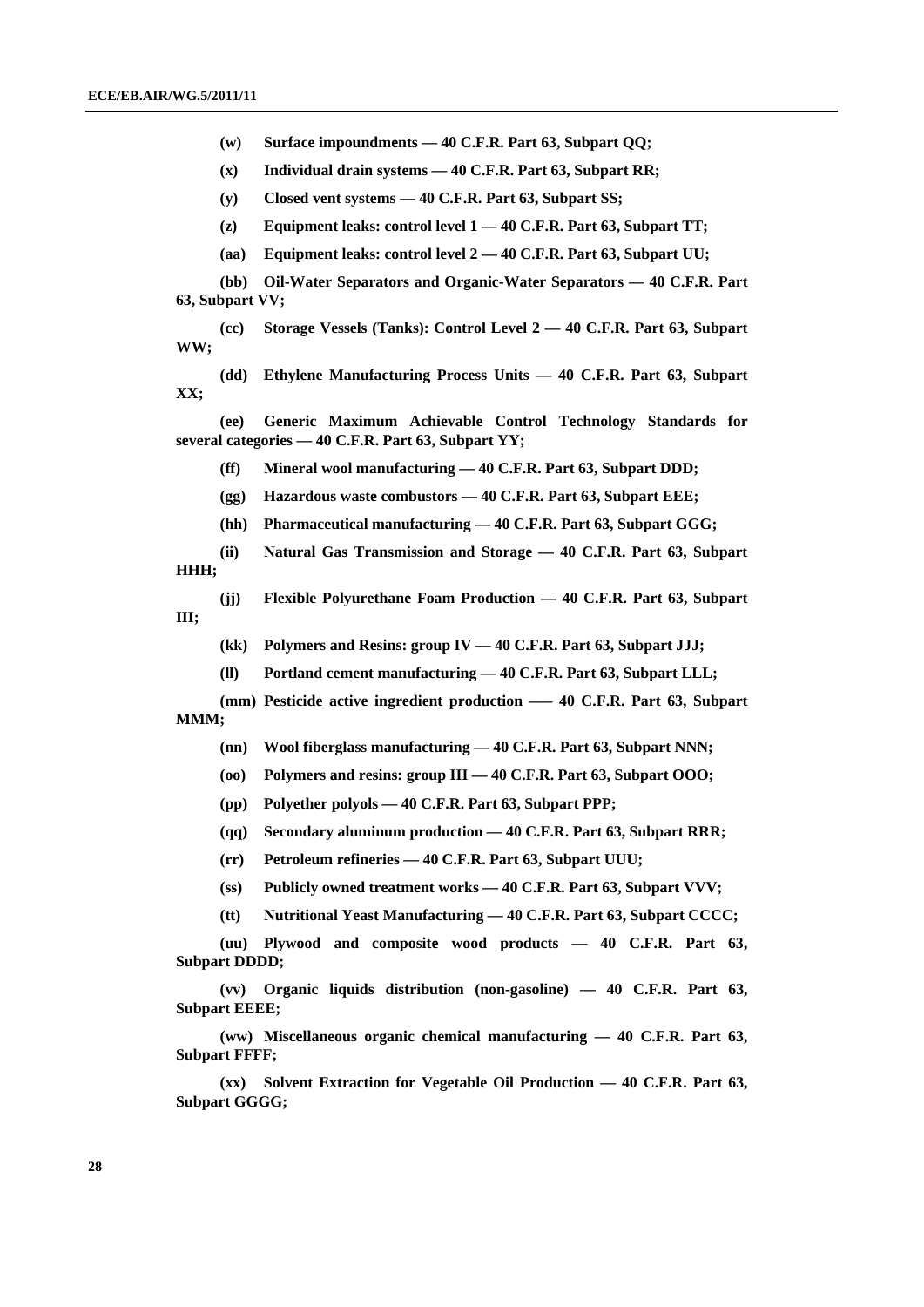**(w) Surface impoundments — 40 C.F.R. Part 63, Subpart QQ;**

**(x) Individual drain systems — 40 C.F.R. Part 63, Subpart RR;**

**(y) Closed vent systems — 40 C.F.R. Part 63, Subpart SS;**

**(z) Equipment leaks: control level 1 — 40 C.F.R. Part 63, Subpart TT;**

**(aa) Equipment leaks: control level 2 — 40 C.F.R. Part 63, Subpart UU;**

**(bb) Oil-Water Separators and Organic-Water Separators — 40 C.F.R. Part 63, Subpart VV;**

**(cc) Storage Vessels (Tanks): Control Level 2 — 40 C.F.R. Part 63, Subpart WW;**

**(dd) Ethylene Manufacturing Process Units — 40 C.F.R. Part 63, Subpart XX;**

**(ee) Generic Maximum Achievable Control Technology Standards for several categories — 40 C.F.R. Part 63, Subpart YY;**

**(ff) Mineral wool manufacturing — 40 C.F.R. Part 63, Subpart DDD;**

**(gg) Hazardous waste combustors — 40 C.F.R. Part 63, Subpart EEE;**

**(hh) Pharmaceutical manufacturing — 40 C.F.R. Part 63, Subpart GGG;**

**(ii) Natural Gas Transmission and Storage — 40 C.F.R. Part 63, Subpart HHH;**

**(jj) Flexible Polyurethane Foam Production — 40 C.F.R. Part 63, Subpart III;**

**(kk) Polymers and Resins: group IV — 40 C.F.R. Part 63, Subpart JJJ;**

**(ll) Portland cement manufacturing — 40 C.F.R. Part 63, Subpart LLL;**

**(mm) Pesticide active ingredient production —– 40 C.F.R. Part 63, Subpart MMM;**

**(nn) Wool fiberglass manufacturing — 40 C.F.R. Part 63, Subpart NNN;**

**(oo) Polymers and resins: group III — 40 C.F.R. Part 63, Subpart OOO;**

**(pp) Polyether polyols — 40 C.F.R. Part 63, Subpart PPP;**

**(qq) Secondary aluminum production — 40 C.F.R. Part 63, Subpart RRR;**

**(rr) Petroleum refineries — 40 C.F.R. Part 63, Subpart UUU;**

**(ss) Publicly owned treatment works — 40 C.F.R. Part 63, Subpart VVV;**

**(tt) Nutritional Yeast Manufacturing — 40 C.F.R. Part 63, Subpart CCCC;**

**(uu) Plywood and composite wood products — 40 C.F.R. Part 63, Subpart DDDD;**

**(vv) Organic liquids distribution (non-gasoline) — 40 C.F.R. Part 63, Subpart EEEE;**

**(ww) Miscellaneous organic chemical manufacturing — 40 C.F.R. Part 63, Subpart FFFF;**

**(xx) Solvent Extraction for Vegetable Oil Production — 40 C.F.R. Part 63, Subpart GGGG;**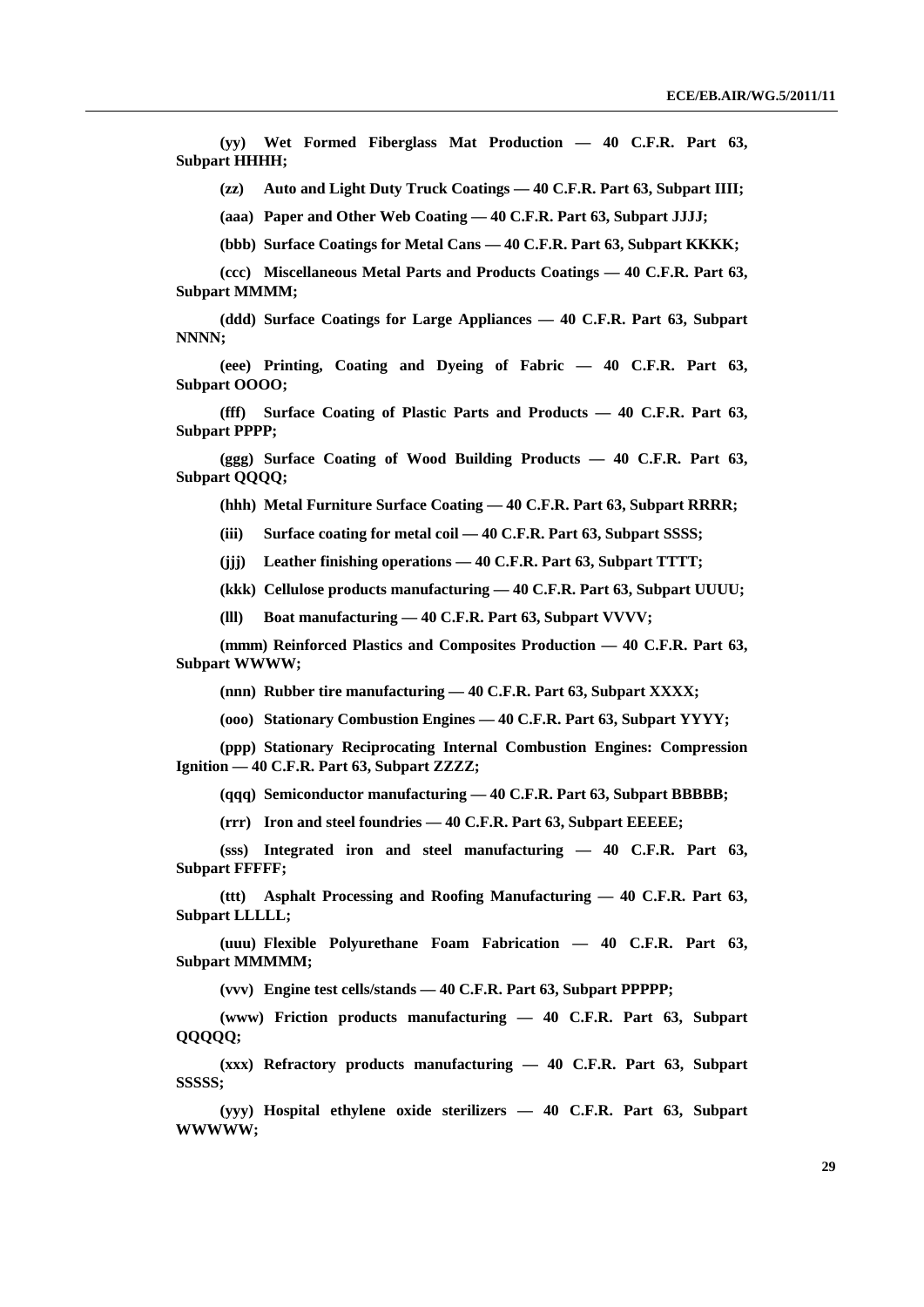**(yy) Wet Formed Fiberglass Mat Production — 40 C.F.R. Part 63, Subpart HHHH;**

**(zz) Auto and Light Duty Truck Coatings — 40 C.F.R. Part 63, Subpart IIII;**

**(aaa) Paper and Other Web Coating — 40 C.F.R. Part 63, Subpart JJJJ;**

**(bbb) Surface Coatings for Metal Cans — 40 C.F.R. Part 63, Subpart KKKK;**

**(ccc) Miscellaneous Metal Parts and Products Coatings — 40 C.F.R. Part 63, Subpart MMMM;**

**(ddd) Surface Coatings for Large Appliances — 40 C.F.R. Part 63, Subpart NNNN;**

**(eee) Printing, Coating and Dyeing of Fabric — 40 C.F.R. Part 63, Subpart OOOO;**

**(fff) Surface Coating of Plastic Parts and Products — 40 C.F.R. Part 63, Subpart PPPP;**

**(ggg) Surface Coating of Wood Building Products — 40 C.F.R. Part 63, Subpart QQQQ;**

**(hhh) Metal Furniture Surface Coating — 40 C.F.R. Part 63, Subpart RRRR;**

**(iii) Surface coating for metal coil — 40 C.F.R. Part 63, Subpart SSSS;**

**(jjj) Leather finishing operations — 40 C.F.R. Part 63, Subpart TTTT;**

**(kkk) Cellulose products manufacturing — 40 C.F.R. Part 63, Subpart UUUU;**

**(lll) Boat manufacturing — 40 C.F.R. Part 63, Subpart VVVV;**

**(mmm) Reinforced Plastics and Composites Production — 40 C.F.R. Part 63, Subpart WWWW;**

**(nnn) Rubber tire manufacturing — 40 C.F.R. Part 63, Subpart XXXX;**

**(ooo) Stationary Combustion Engines — 40 C.F.R. Part 63, Subpart YYYY;**

**(ppp) Stationary Reciprocating Internal Combustion Engines: Compression Ignition — 40 C.F.R. Part 63, Subpart ZZZZ;**

**(qqq) Semiconductor manufacturing — 40 C.F.R. Part 63, Subpart BBBBB;**

**(rrr) Iron and steel foundries — 40 C.F.R. Part 63, Subpart EEEEE;**

**(sss) Integrated iron and steel manufacturing — 40 C.F.R. Part 63, Subpart FFFFF;**

**(ttt) Asphalt Processing and Roofing Manufacturing — 40 C.F.R. Part 63, Subpart LLLLL;**

**(uuu) Flexible Polyurethane Foam Fabrication — 40 C.F.R. Part 63, Subpart MMMMM;**

**(vvv) Engine test cells/stands — 40 C.F.R. Part 63, Subpart PPPPP;**

**(www) Friction products manufacturing — 40 C.F.R. Part 63, Subpart QQQQQ;**

**(xxx) Refractory products manufacturing — 40 C.F.R. Part 63, Subpart SSSSS;**

**(yyy) Hospital ethylene oxide sterilizers — 40 C.F.R. Part 63, Subpart WWWWW;**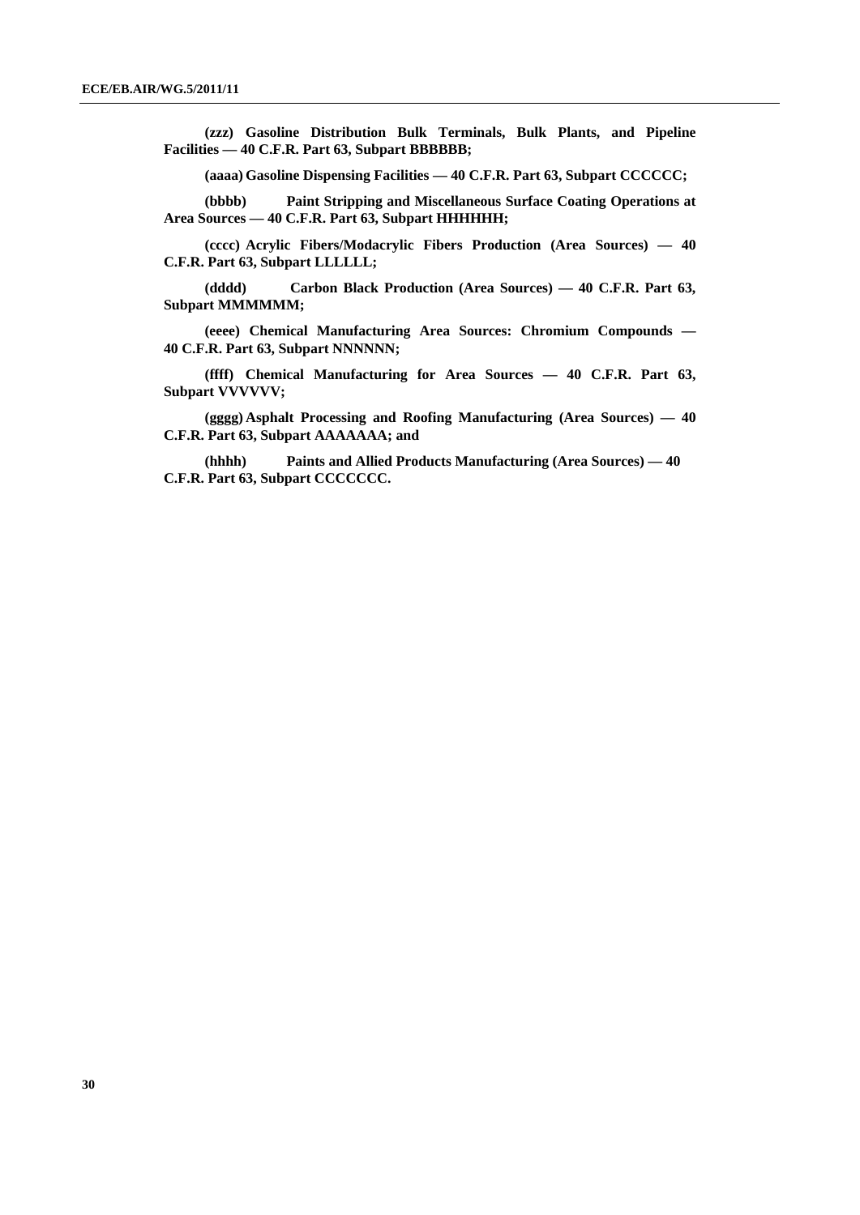**(zzz) Gasoline Distribution Bulk Terminals, Bulk Plants, and Pipeline Facilities — 40 C.F.R. Part 63, Subpart BBBBBB;**

**(aaaa) Gasoline Dispensing Facilities — 40 C.F.R. Part 63, Subpart CCCCCC;**

**(bbbb) Paint Stripping and Miscellaneous Surface Coating Operations at Area Sources — 40 C.F.R. Part 63, Subpart HHHHHH;**

**(cccc) Acrylic Fibers/Modacrylic Fibers Production (Area Sources) — 40 C.F.R. Part 63, Subpart LLLLLL;**

**(dddd) Carbon Black Production (Area Sources) — 40 C.F.R. Part 63, Subpart MMMMMM;**

**(eeee) Chemical Manufacturing Area Sources: Chromium Compounds — 40 C.F.R. Part 63, Subpart NNNNNN;**

**(ffff) Chemical Manufacturing for Area Sources — 40 C.F.R. Part 63, Subpart VVVVVV;**

**(gggg) Asphalt Processing and Roofing Manufacturing (Area Sources) — 40 C.F.R. Part 63, Subpart AAAAAAA; and**

**(hhhh) Paints and Allied Products Manufacturing (Area Sources) — 40 C.F.R. Part 63, Subpart CCCCCCC.**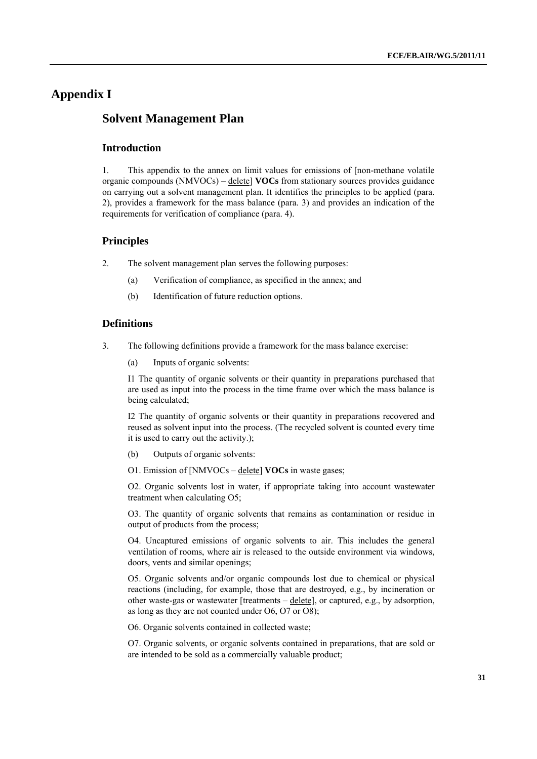# Appendix I

## Solvent Management Plan

### Introduction

1. This appendix to the annex on limit values for emissions of [non-methane volatile organic compounds (NMVOCs) – delete] **VOCs** from stationary sources provides guidance on carrying out a solvent management plan. It identifies the principles to be applied (para. 2), provides a framework for the mass balance (para. 3) and provides an indication of the requirements for verification of compliance (para. 4).

### Principles

2. The solvent management plan serves the following purposes:

   (a) Verification of compliance, as specified in the annex; and

   (b) Identification of future reduction options.

### Definitions

3. The following definitions provide a framework for the mass balance exercise:

   (a) Inputs of organic solvents:

   I1 The quantity of organic solvents or their quantity in preparations purchased that are used as input into the process in the time frame over which the mass balance is being calculated;

   I2 The quantity of organic solvents or their quantity in preparations recovered and reused as solvent input into the process. (The recycled solvent is counted every time it is used to carry out the activity.);

   (b) Outputs of organic solvents:

   O1. Emission of [NMVOCs – delete] **VOCs** in waste gases;

   O2. Organic solvents lost in water, if appropriate taking into account wastewater treatment when calculating O5;

   O3. The quantity of organic solvents that remains as contamination or residue in output of products from the process;

   O4. Uncaptured emissions of organic solvents to air. This includes the general ventilation of rooms, where air is released to the outside environment via windows, doors, vents and similar openings;

   O5. Organic solvents and/or organic compounds lost due to chemical or physical reactions (including, for example, those that are destroyed, e.g., by incineration or other waste-gas or wastewater [treatments – delete], or captured, e.g., by adsorption, as long as they are not counted under O6, O7 or O8);

   O6. Organic solvents contained in collected waste;

   O7. Organic solvents, or organic solvents contained in preparations, that are sold or are intended to be sold as a commercially valuable product;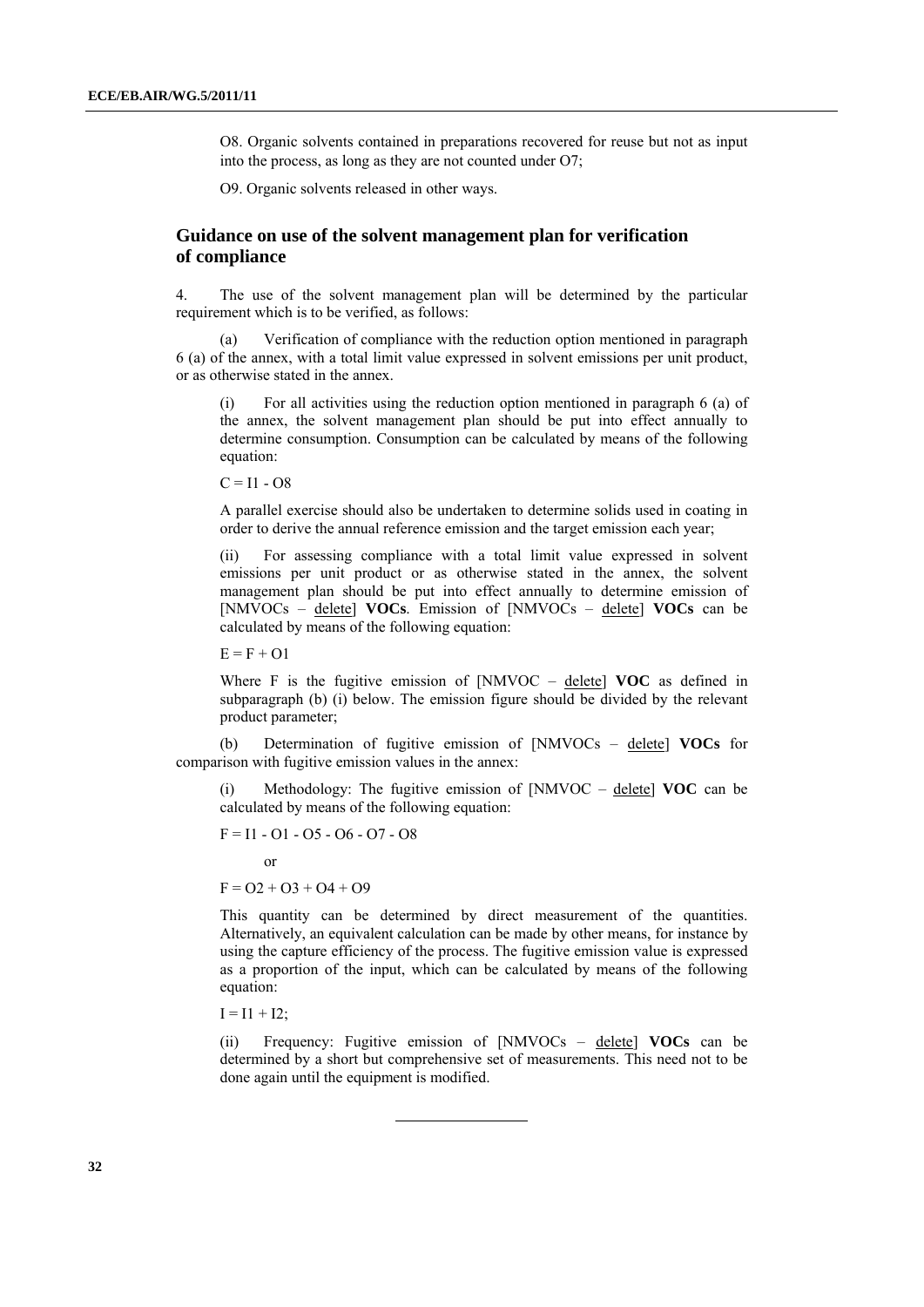O8. Organic solvents contained in preparations recovered for reuse but not as input into the process, as long as they are not counted under O7;

O9. Organic solvents released in other ways.

## Guidance on use of the solvent management plan for verification of compliance

4. The use of the solvent management plan will be determined by the particular requirement which is to be verified, as follows:

(a) Verification of compliance with the reduction option mentioned in paragraph 6 (a) of the annex, with a total limit value expressed in solvent emissions per unit product, or as otherwise stated in the annex.

(i) For all activities using the reduction option mentioned in paragraph 6 (a) of the annex, the solvent management plan should be put into effect annually to determine consumption. Consumption can be calculated by means of the following equation:

$C = I1 - O8$

A parallel exercise should also be undertaken to determine solids used in coating in order to derive the annual reference emission and the target emission each year;

(ii) For assessing compliance with a total limit value expressed in solvent emissions per unit product or as otherwise stated in the annex, the solvent management plan should be put into effect annually to determine emission of [NMVOCs – delete] **VOCs**. Emission of [NMVOCs – delete] **VOCs** can be calculated by means of the following equation:

$E = F + O1$

Where F is the fugitive emission of [NMVOC – delete] **VOC** as defined in subparagraph (b) (i) below. The emission figure should be divided by the relevant product parameter;

(b) Determination of fugitive emission of [NMVOCs – delete] **VOCs** for comparison with fugitive emission values in the annex:

(i) Methodology: The fugitive emission of [NMVOC – delete] **VOC** can be calculated by means of the following equation:

$F = I1 - O1 - O5 - O6 - O7 - O8$

or

$F = O2 + O3 + O4 + O9$

This quantity can be determined by direct measurement of the quantities. Alternatively, an equivalent calculation can be made by other means, for instance by using the capture efficiency of the process. The fugitive emission value is expressed as a proportion of the input, which can be calculated by means of the following equation:

$I = I1 + I2$;

(ii) Frequency: Fugitive emission of [NMVOCs – delete] **VOCs** can be determined by a short but comprehensive set of measurements. This need not to be done again until the equipment is modified.